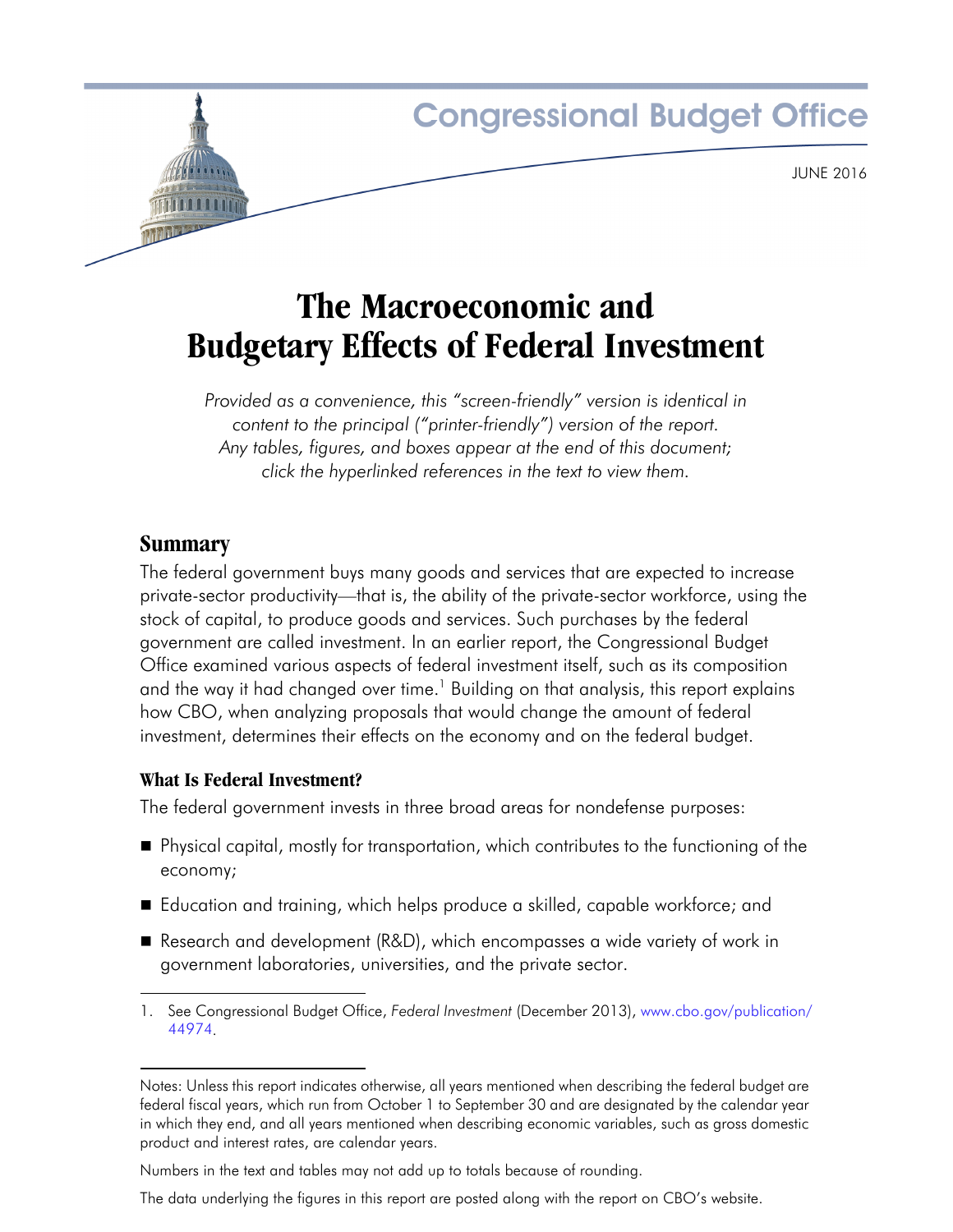Congressional Budget Office

JUNE 2016

# The Macroeconomic and Budgetary Effects of Federal Investment

*Provided as a convenience, this "screen-friendly" version is identical in content to the principal ("printer-friendly") version of the report. Any tables, figures, and boxes appear at the end of this document; click the hyperlinked references in the text to view them.*

## Summary

The federal government buys many goods and services that are expected to increase private-sector productivity—that is, the ability of the private-sector workforce, using the stock of capital, to produce goods and services. Such purchases by the federal government are called investment. In an earlier report, the Congressional Budget Office examined various aspects of federal investment itself, such as its composition and the way it had changed over time.[1] Building on that analysis, this report explains how CBO, when analyzing proposals that would change the amount of federal investment, determines their effects on the economy and on the federal budget.

### What Is Federal Investment?

The federal government invests in three broad areas for nondefense purposes:

- Physical capital, mostly for transportation, which contributes to the functioning of the economy;
- Education and training, which helps produce a skilled, capable workforce; and
- Research and development (R&D), which encompasses a wide variety of work in government laboratories, universities, and the private sector.

1. See Congressional Budget Office, *Federal Investment* (December 2013), www.cbo.gov/publication/44974.

Notes: Unless this report indicates otherwise, all years mentioned when describing the federal budget are federal fiscal years, which run from October 1 to September 30 and are designated by the calendar year in which they end, and all years mentioned when describing economic variables, such as gross domestic product and interest rates, are calendar years.

Numbers in the text and tables may not add up to totals because of rounding.

The data underlying the figures in this report are posted along with the report on CBO's website.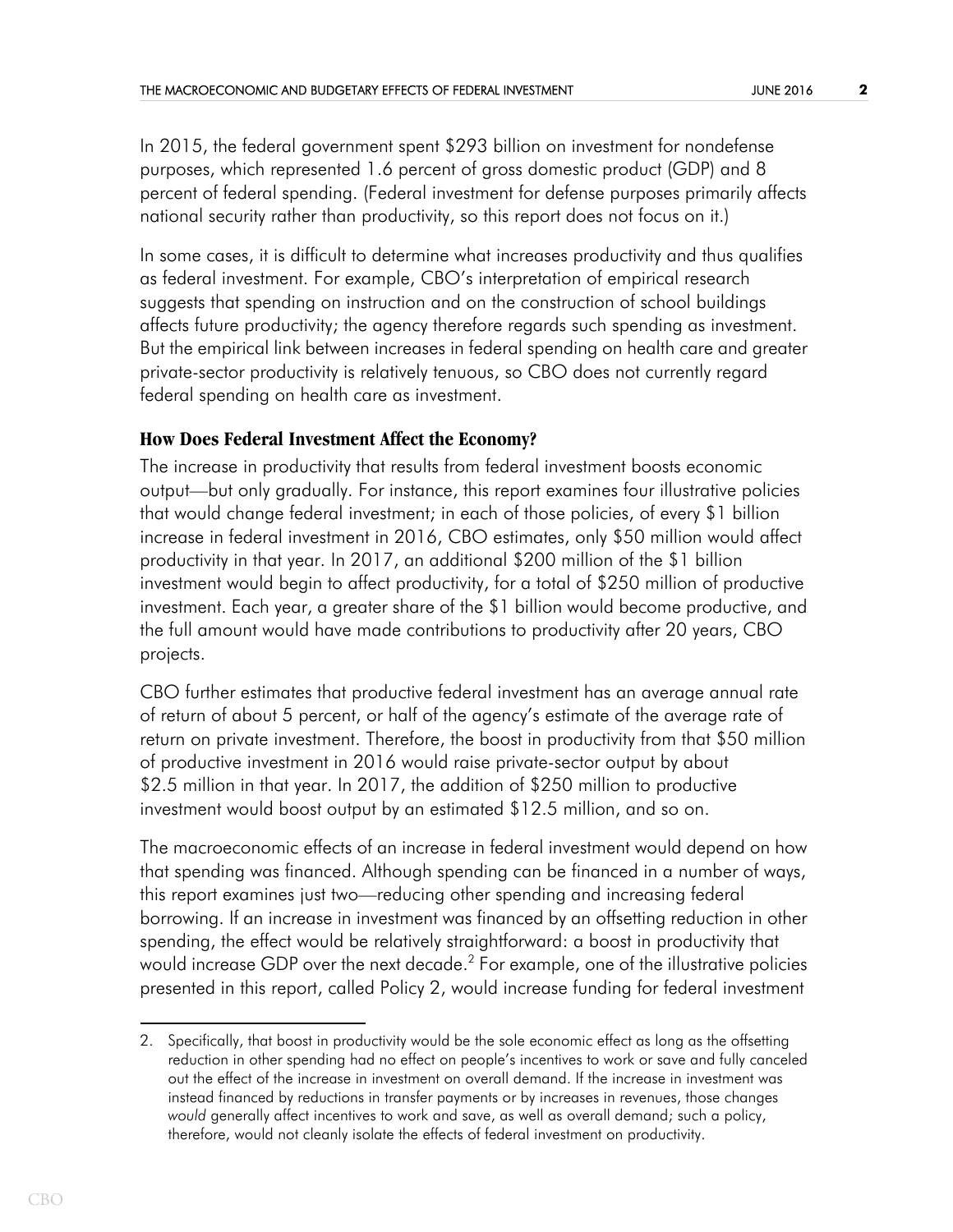In 2015, the federal government spent $293 billion on investment for nondefense purposes, which represented 1.6 percent of gross domestic product (GDP) and 8 percent of federal spending. (Federal investment for defense purposes primarily affects national security rather than productivity, so this report does not focus on it.)

In some cases, it is difficult to determine what increases productivity and thus qualifies as federal investment. For example, CBO's interpretation of empirical research suggests that spending on instruction and on the construction of school buildings affects future productivity; the agency therefore regards such spending as investment. But the empirical link between increases in federal spending on health care and greater private-sector productivity is relatively tenuous, so CBO does not currently regard federal spending on health care as investment.

## How Does Federal Investment Affect the Economy?

The increase in productivity that results from federal investment boosts economic output—but only gradually. For instance, this report examines four illustrative policies that would change federal investment; in each of those policies, of every $1 billion increase in federal investment in 2016, CBO estimates, only $50 million would affect productivity in that year. In 2017, an additional $200 million of the $1 billion investment would begin to affect productivity, for a total of $250 million of productive investment. Each year, a greater share of the $1 billion would become productive, and the full amount would have made contributions to productivity after 20 years, CBO projects.

CBO further estimates that productive federal investment has an average annual rate of return of about 5 percent, or half of the agency's estimate of the average rate of return on private investment. Therefore, the boost in productivity from that $50 million of productive investment in 2016 would raise private-sector output by about $2.5 million in that year. In 2017, the addition of $250 million to productive investment would boost output by an estimated $12.5 million, and so on.

The macroeconomic effects of an increase in federal investment would depend on how that spending was financed. Although spending can be financed in a number of ways, this report examines just two—reducing other spending and increasing federal borrowing. If an increase in investment was financed by an offsetting reduction in other spending, the effect would be relatively straightforward: a boost in productivity that would increase GDP over the next decade.[2] For example, one of the illustrative policies presented in this report, called Policy 2, would increase funding for federal investment

2. Specifically, that boost in productivity would be the sole economic effect as long as the offsetting reduction in other spending had no effect on people's incentives to work or save and fully canceled out the effect of the increase in investment on overall demand. If the increase in investment was instead financed by reductions in transfer payments or by increases in revenues, those changes *would* generally affect incentives to work and save, as well as overall demand; such a policy, therefore, would not cleanly isolate the effects of federal investment on productivity.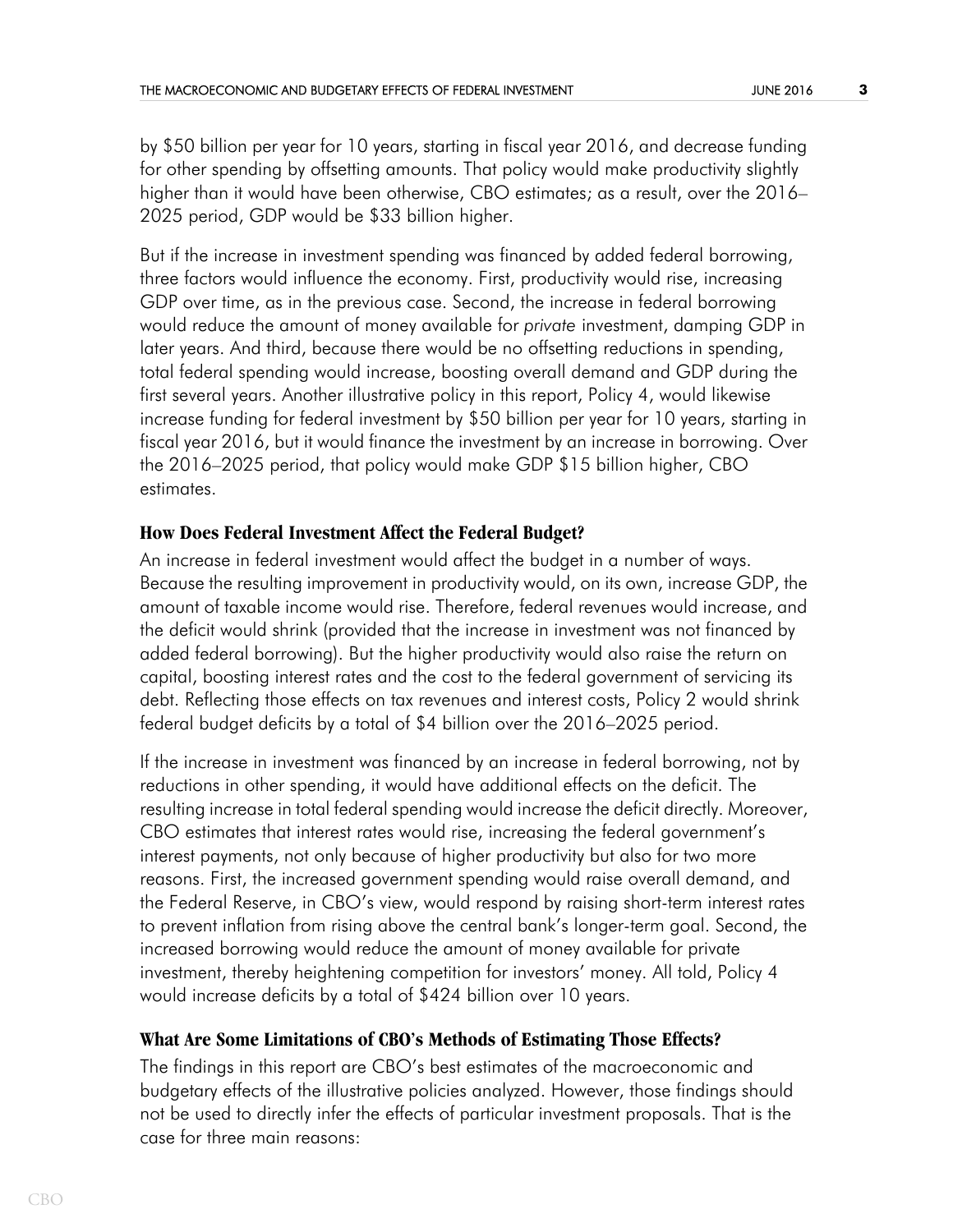by $50 billion per year for 10 years, starting in fiscal year 2016, and decrease funding for other spending by offsetting amounts. That policy would make productivity slightly higher than it would have been otherwise, CBO estimates; as a result, over the 2016–2025 period, GDP would be $33 billion higher.

But if the increase in investment spending was financed by added federal borrowing, three factors would influence the economy. First, productivity would rise, increasing GDP over time, as in the previous case. Second, the increase in federal borrowing would reduce the amount of money available for *private* investment, damping GDP in later years. And third, because there would be no offsetting reductions in spending, total federal spending would increase, boosting overall demand and GDP during the first several years. Another illustrative policy in this report, Policy 4, would likewise increase funding for federal investment by $50 billion per year for 10 years, starting in fiscal year 2016, but it would finance the investment by an increase in borrowing. Over the 2016–2025 period, that policy would make GDP $15 billion higher, CBO estimates.

### How Does Federal Investment Affect the Federal Budget?

An increase in federal investment would affect the budget in a number of ways. Because the resulting improvement in productivity would, on its own, increase GDP, the amount of taxable income would rise. Therefore, federal revenues would increase, and the deficit would shrink (provided that the increase in investment was not financed by added federal borrowing). But the higher productivity would also raise the return on capital, boosting interest rates and the cost to the federal government of servicing its debt. Reflecting those effects on tax revenues and interest costs, Policy 2 would shrink federal budget deficits by a total of $4 billion over the 2016–2025 period.

If the increase in investment was financed by an increase in federal borrowing, not by reductions in other spending, it would have additional effects on the deficit. The resulting increase in total federal spending would increase the deficit directly. Moreover, CBO estimates that interest rates would rise, increasing the federal government's interest payments, not only because of higher productivity but also for two more reasons. First, the increased government spending would raise overall demand, and the Federal Reserve, in CBO's view, would respond by raising short-term interest rates to prevent inflation from rising above the central bank's longer-term goal. Second, the increased borrowing would reduce the amount of money available for private investment, thereby heightening competition for investors' money. All told, Policy 4 would increase deficits by a total of $424 billion over 10 years.

### What Are Some Limitations of CBO's Methods of Estimating Those Effects?

The findings in this report are CBO's best estimates of the macroeconomic and budgetary effects of the illustrative policies analyzed. However, those findings should not be used to directly infer the effects of particular investment proposals. That is the case for three main reasons: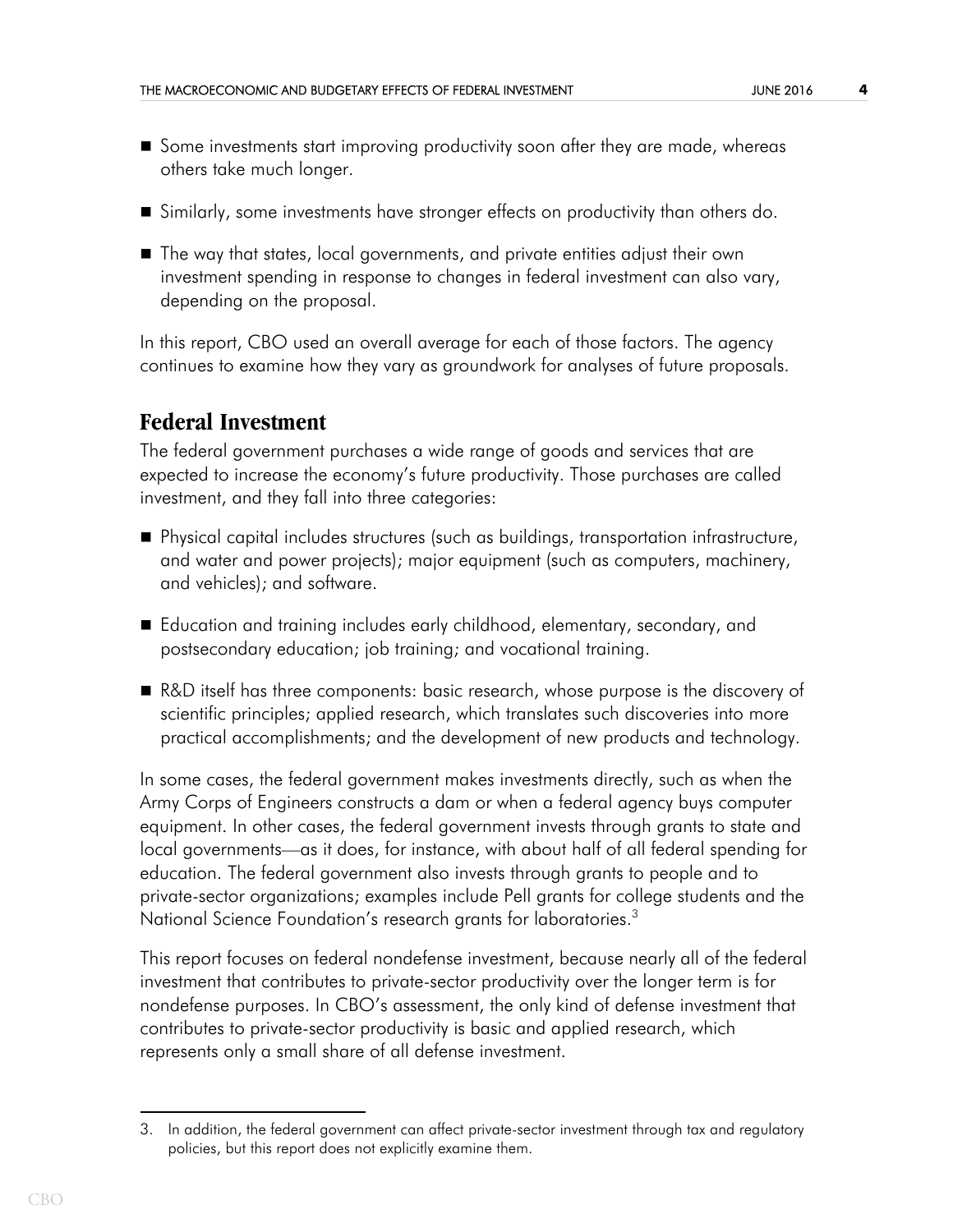- Some investments start improving productivity soon after they are made, whereas others take much longer.
- Similarly, some investments have stronger effects on productivity than others do.
- The way that states, local governments, and private entities adjust their own investment spending in response to changes in federal investment can also vary, depending on the proposal.

In this report, CBO used an overall average for each of those factors. The agency continues to examine how they vary as groundwork for analyses of future proposals.

## Federal Investment

The federal government purchases a wide range of goods and services that are expected to increase the economy's future productivity. Those purchases are called investment, and they fall into three categories:

- Physical capital includes structures (such as buildings, transportation infrastructure, and water and power projects); major equipment (such as computers, machinery, and vehicles); and software.
- Education and training includes early childhood, elementary, secondary, and postsecondary education; job training; and vocational training.
- R&D itself has three components: basic research, whose purpose is the discovery of scientific principles; applied research, which translates such discoveries into more practical accomplishments; and the development of new products and technology.

In some cases, the federal government makes investments directly, such as when the Army Corps of Engineers constructs a dam or when a federal agency buys computer equipment. In other cases, the federal government invests through grants to state and local governments—as it does, for instance, with about half of all federal spending for education. The federal government also invests through grants to people and to private-sector organizations; examples include Pell grants for college students and the National Science Foundation's research grants for laboratories.[3]

This report focuses on federal nondefense investment, because nearly all of the federal investment that contributes to private-sector productivity over the longer term is for nondefense purposes. In CBO's assessment, the only kind of defense investment that contributes to private-sector productivity is basic and applied research, which represents only a small share of all defense investment.

---

3. In addition, the federal government can affect private-sector investment through tax and regulatory policies, but this report does not explicitly examine them.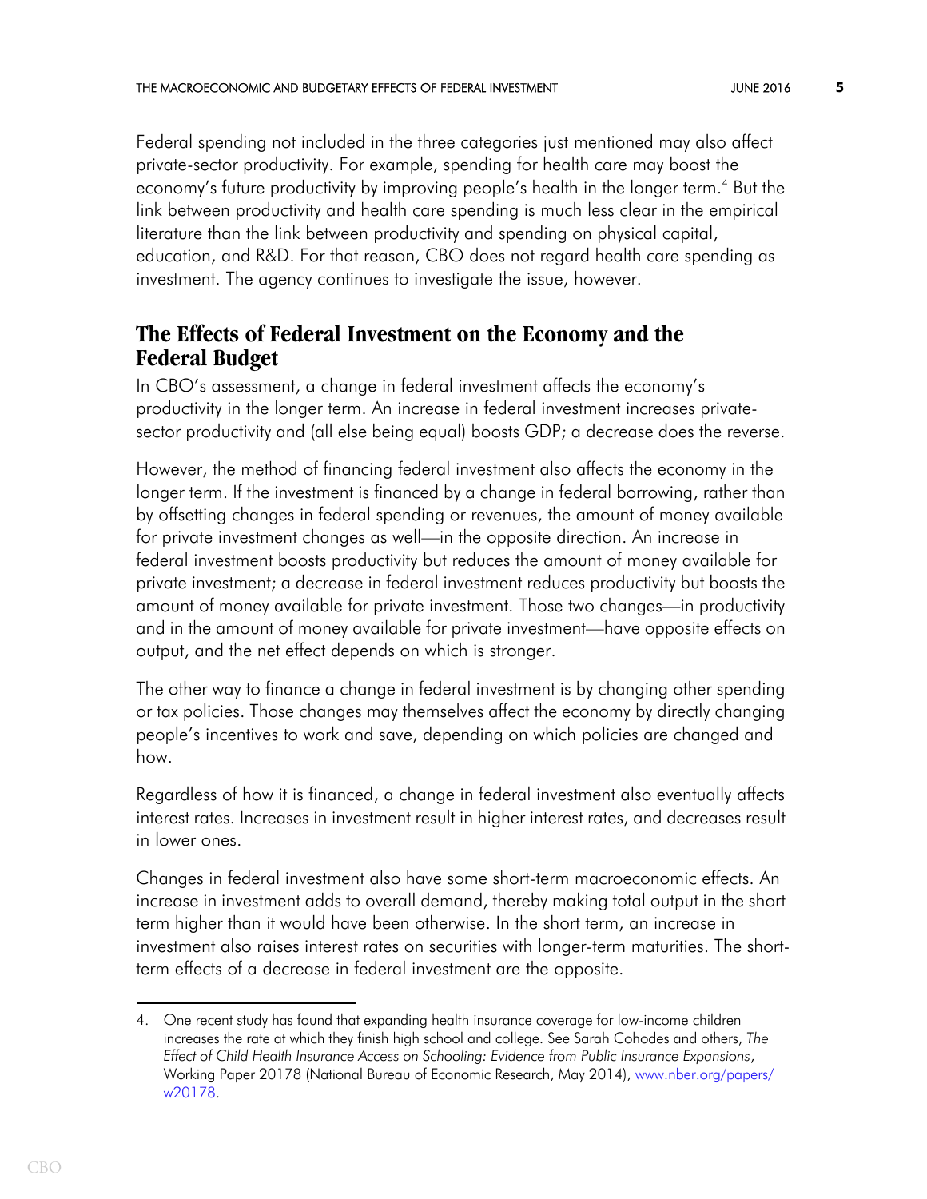Federal spending not included in the three categories just mentioned may also affect private-sector productivity. For example, spending for health care may boost the economy's future productivity by improving people's health in the longer term.[4] But the link between productivity and health care spending is much less clear in the empirical literature than the link between productivity and spending on physical capital, education, and R&D. For that reason, CBO does not regard health care spending as investment. The agency continues to investigate the issue, however.

## The Effects of Federal Investment on the Economy and the Federal Budget

In CBO's assessment, a change in federal investment affects the economy's productivity in the longer term. An increase in federal investment increases private-sector productivity and (all else being equal) boosts GDP; a decrease does the reverse.

However, the method of financing federal investment also affects the economy in the longer term. If the investment is financed by a change in federal borrowing, rather than by offsetting changes in federal spending or revenues, the amount of money available for private investment changes as well—in the opposite direction. An increase in federal investment boosts productivity but reduces the amount of money available for private investment; a decrease in federal investment reduces productivity but boosts the amount of money available for private investment. Those two changes—in productivity and in the amount of money available for private investment—have opposite effects on output, and the net effect depends on which is stronger.

The other way to finance a change in federal investment is by changing other spending or tax policies. Those changes may themselves affect the economy by directly changing people's incentives to work and save, depending on which policies are changed and how.

Regardless of how it is financed, a change in federal investment also eventually affects interest rates. Increases in investment result in higher interest rates, and decreases result in lower ones.

Changes in federal investment also have some short-term macroeconomic effects. An increase in investment adds to overall demand, thereby making total output in the short term higher than it would have been otherwise. In the short term, an increase in investment also raises interest rates on securities with longer-term maturities. The short-term effects of a decrease in federal investment are the opposite.

---

4. One recent study has found that expanding health insurance coverage for low-income children increases the rate at which they finish high school and college. See Sarah Cohodes and others, *The Effect of Child Health Insurance Access on Schooling: Evidence from Public Insurance Expansions*, Working Paper 20178 (National Bureau of Economic Research, May 2014), www.nber.org/papers/w20178.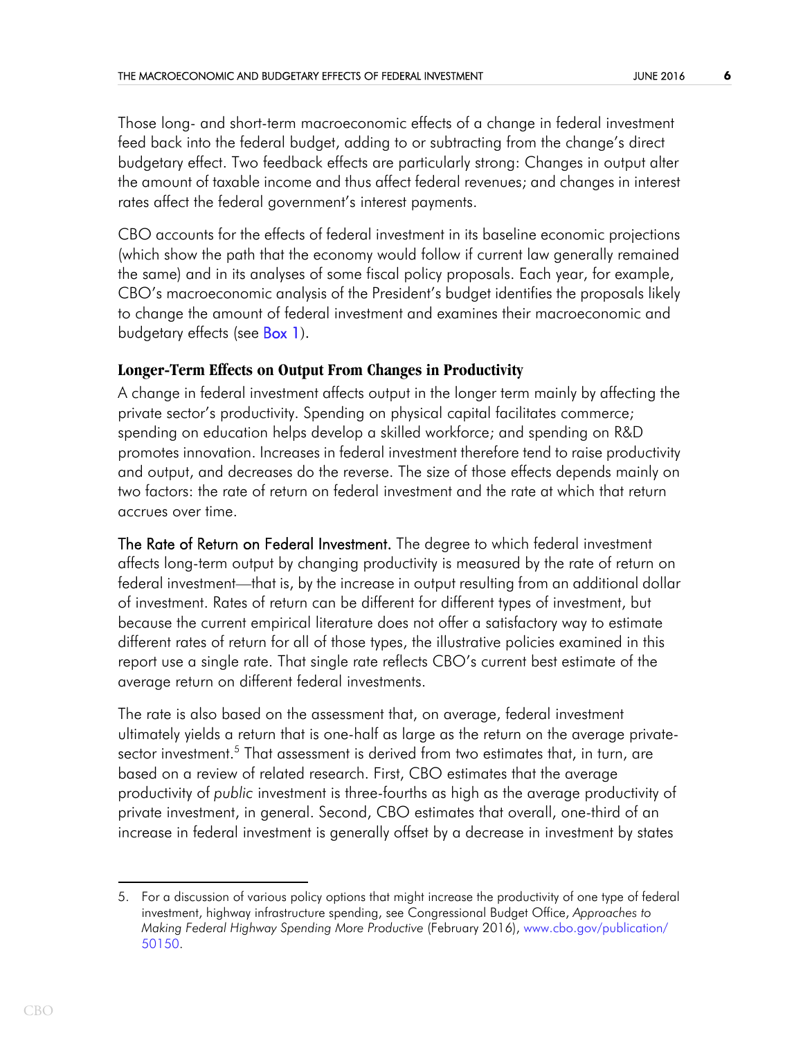Those long- and short-term macroeconomic effects of a change in federal investment feed back into the federal budget, adding to or subtracting from the change's direct budgetary effect. Two feedback effects are particularly strong: Changes in output alter the amount of taxable income and thus affect federal revenues; and changes in interest rates affect the federal government's interest payments.

CBO accounts for the effects of federal investment in its baseline economic projections (which show the path that the economy would follow if current law generally remained the same) and in its analyses of some fiscal policy proposals. Each year, for example, CBO's macroeconomic analysis of the President's budget identifies the proposals likely to change the amount of federal investment and examines their macroeconomic and budgetary effects (see Box 1).

### Longer-Term Effects on Output From Changes in Productivity

A change in federal investment affects output in the longer term mainly by affecting the private sector's productivity. Spending on physical capital facilitates commerce; spending on education helps develop a skilled workforce; and spending on R&D promotes innovation. Increases in federal investment therefore tend to raise productivity and output, and decreases do the reverse. The size of those effects depends mainly on two factors: the rate of return on federal investment and the rate at which that return accrues over time.

**The Rate of Return on Federal Investment.** The degree to which federal investment affects long-term output by changing productivity is measured by the rate of return on federal investment—that is, by the increase in output resulting from an additional dollar of investment. Rates of return can be different for different types of investment, but because the current empirical literature does not offer a satisfactory way to estimate different rates of return for all of those types, the illustrative policies examined in this report use a single rate. That single rate reflects CBO's current best estimate of the average return on different federal investments.

The rate is also based on the assessment that, on average, federal investment ultimately yields a return that is one-half as large as the return on the average private-sector investment.[5] That assessment is derived from two estimates that, in turn, are based on a review of related research. First, CBO estimates that the average productivity of *public* investment is three-fourths as high as the average productivity of private investment, in general. Second, CBO estimates that overall, one-third of an increase in federal investment is generally offset by a decrease in investment by states

---

5. For a discussion of various policy options that might increase the productivity of one type of federal investment, highway infrastructure spending, see Congressional Budget Office, *Approaches to Making Federal Highway Spending More Productive* (February 2016), www.cbo.gov/publication/50150.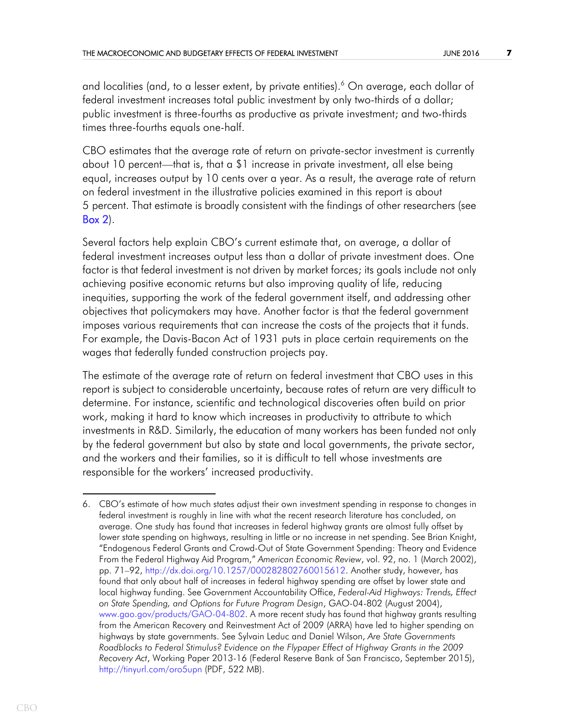and localities (and, to a lesser extent, by private entities).[6] On average, each dollar of federal investment increases total public investment by only two-thirds of a dollar; public investment is three-fourths as productive as private investment; and two-thirds times three-fourths equals one-half.

CBO estimates that the average rate of return on private-sector investment is currently about 10 percent—that is, that a $1 increase in private investment, all else being equal, increases output by 10 cents over a year. As a result, the average rate of return on federal investment in the illustrative policies examined in this report is about 5 percent. That estimate is broadly consistent with the findings of other researchers (see Box 2).

Several factors help explain CBO's current estimate that, on average, a dollar of federal investment increases output less than a dollar of private investment does. One factor is that federal investment is not driven by market forces; its goals include not only achieving positive economic returns but also improving quality of life, reducing inequities, supporting the work of the federal government itself, and addressing other objectives that policymakers may have. Another factor is that the federal government imposes various requirements that can increase the costs of the projects that it funds. For example, the Davis-Bacon Act of 1931 puts in place certain requirements on the wages that federally funded construction projects pay.

The estimate of the average rate of return on federal investment that CBO uses in this report is subject to considerable uncertainty, because rates of return are very difficult to determine. For instance, scientific and technological discoveries often build on prior work, making it hard to know which increases in productivity to attribute to which investments in R&D. Similarly, the education of many workers has been funded not only by the federal government but also by state and local governments, the private sector, and the workers and their families, so it is difficult to tell whose investments are responsible for the workers' increased productivity.

---

6. CBO's estimate of how much states adjust their own investment spending in response to changes in federal investment is roughly in line with what the recent research literature has concluded, on average. One study has found that increases in federal highway grants are almost fully offset by lower state spending on highways, resulting in little or no increase in net spending. See Brian Knight, "Endogenous Federal Grants and Crowd-Out of State Government Spending: Theory and Evidence From the Federal Highway Aid Program," *American Economic Review*, vol. 92, no. 1 (March 2002), pp. 71–92, http://dx.doi.org/10.1257/000282802760015612. Another study, however, has found that only about half of increases in federal highway spending are offset by lower state and local highway funding. See Government Accountability Office, *Federal-Aid Highways: Trends, Effect on State Spending, and Options for Future Program Design*, GAO-04-802 (August 2004), www.gao.gov/products/GAO-04-802. A more recent study has found that highway grants resulting from the American Recovery and Reinvestment Act of 2009 (ARRA) have led to higher spending on highways by state governments. See Sylvain Leduc and Daniel Wilson, *Are State Governments Roadblocks to Federal Stimulus? Evidence on the Flypaper Effect of Highway Grants in the 2009 Recovery Act*, Working Paper 2013-16 (Federal Reserve Bank of San Francisco, September 2015), http://tinyurl.com/oro5upn (PDF, 522 MB).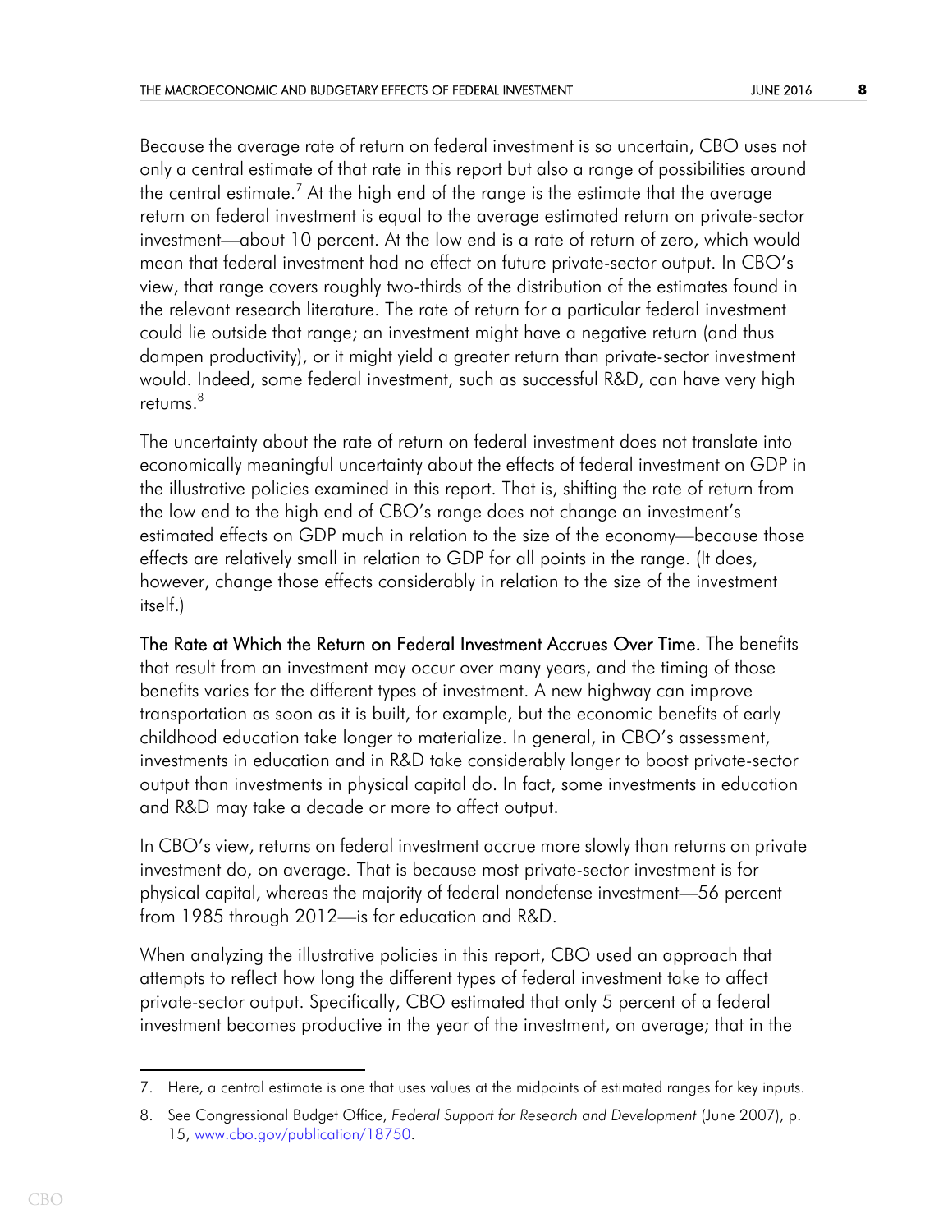Because the average rate of return on federal investment is so uncertain, CBO uses not only a central estimate of that rate in this report but also a range of possibilities around the central estimate.[7] At the high end of the range is the estimate that the average return on federal investment is equal to the average estimated return on private-sector investment—about 10 percent. At the low end is a rate of return of zero, which would mean that federal investment had no effect on future private-sector output. In CBO's view, that range covers roughly two-thirds of the distribution of the estimates found in the relevant research literature. The rate of return for a particular federal investment could lie outside that range; an investment might have a negative return (and thus dampen productivity), or it might yield a greater return than private-sector investment would. Indeed, some federal investment, such as successful R&D, can have very high returns.[8]

The uncertainty about the rate of return on federal investment does not translate into economically meaningful uncertainty about the effects of federal investment on GDP in the illustrative policies examined in this report. That is, shifting the rate of return from the low end to the high end of CBO's range does not change an investment's estimated effects on GDP much in relation to the size of the economy—because those effects are relatively small in relation to GDP for all points in the range. (It does, however, change those effects considerably in relation to the size of the investment itself.)

**The Rate at Which the Return on Federal Investment Accrues Over Time.** The benefits that result from an investment may occur over many years, and the timing of those benefits varies for the different types of investment. A new highway can improve transportation as soon as it is built, for example, but the economic benefits of early childhood education take longer to materialize. In general, in CBO's assessment, investments in education and in R&D take considerably longer to boost private-sector output than investments in physical capital do. In fact, some investments in education and R&D may take a decade or more to affect output.

In CBO's view, returns on federal investment accrue more slowly than returns on private investment do, on average. That is because most private-sector investment is for physical capital, whereas the majority of federal nondefense investment—56 percent from 1985 through 2012—is for education and R&D.

When analyzing the illustrative policies in this report, CBO used an approach that attempts to reflect how long the different types of federal investment take to affect private-sector output. Specifically, CBO estimated that only 5 percent of a federal investment becomes productive in the year of the investment, on average; that in the

---

7. Here, a central estimate is one that uses values at the midpoints of estimated ranges for key inputs.

8. See Congressional Budget Office, *Federal Support for Research and Development* (June 2007), p. 15, www.cbo.gov/publication/18750.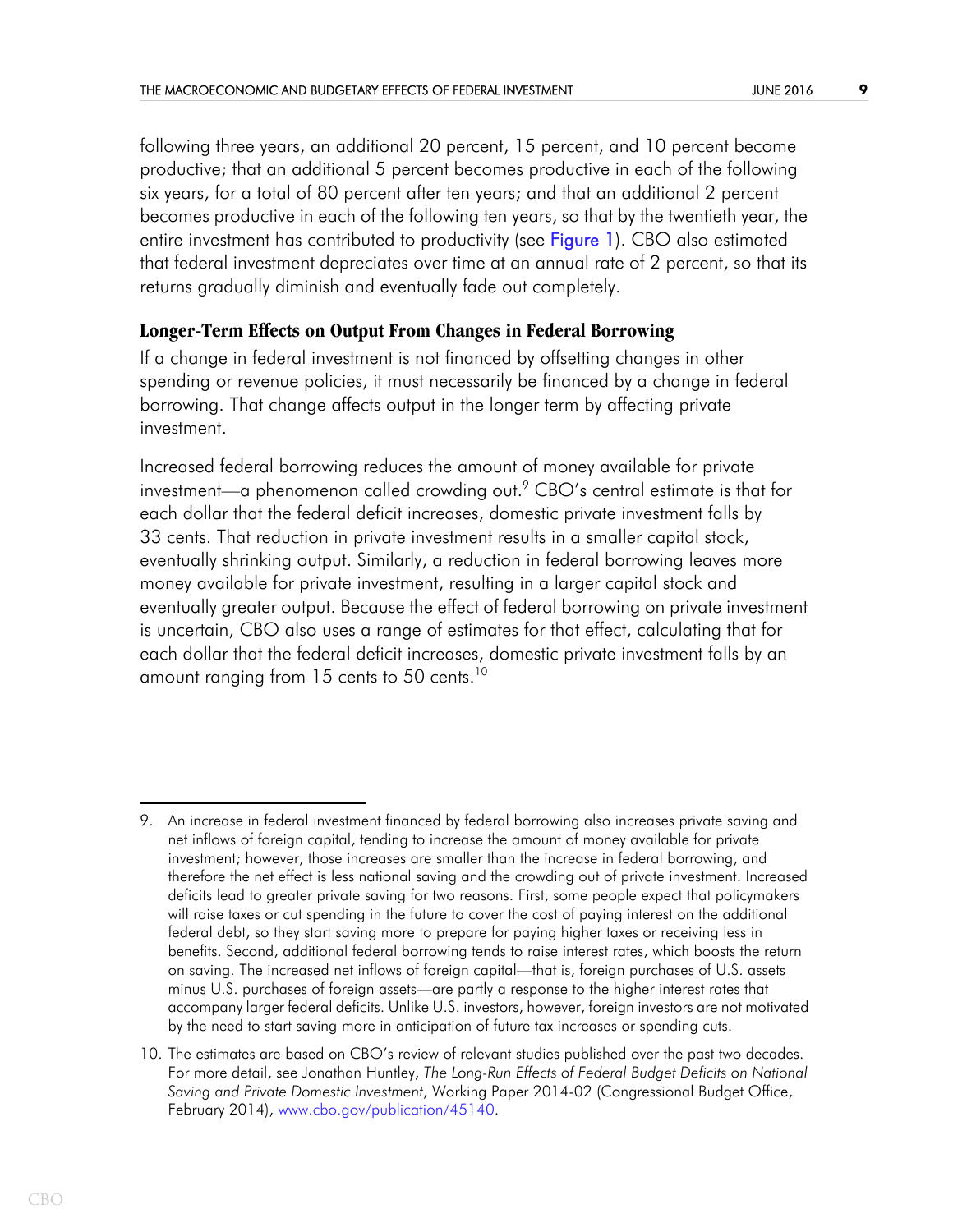following three years, an additional 20 percent, 15 percent, and 10 percent become productive; that an additional 5 percent becomes productive in each of the following six years, for a total of 80 percent after ten years; and that an additional 2 percent becomes productive in each of the following ten years, so that by the twentieth year, the entire investment has contributed to productivity (see Figure 1). CBO also estimated that federal investment depreciates over time at an annual rate of 2 percent, so that its returns gradually diminish and eventually fade out completely.

### Longer-Term Effects on Output From Changes in Federal Borrowing

If a change in federal investment is not financed by offsetting changes in other spending or revenue policies, it must necessarily be financed by a change in federal borrowing. That change affects output in the longer term by affecting private investment.

Increased federal borrowing reduces the amount of money available for private investment—a phenomenon called crowding out.[9] CBO's central estimate is that for each dollar that the federal deficit increases, domestic private investment falls by 33 cents. That reduction in private investment results in a smaller capital stock, eventually shrinking output. Similarly, a reduction in federal borrowing leaves more money available for private investment, resulting in a larger capital stock and eventually greater output. Because the effect of federal borrowing on private investment is uncertain, CBO also uses a range of estimates for that effect, calculating that for each dollar that the federal deficit increases, domestic private investment falls by an amount ranging from 15 cents to 50 cents.[10]

---

9. An increase in federal investment financed by federal borrowing also increases private saving and net inflows of foreign capital, tending to increase the amount of money available for private investment; however, those increases are smaller than the increase in federal borrowing, and therefore the net effect is less national saving and the crowding out of private investment. Increased deficits lead to greater private saving for two reasons. First, some people expect that policymakers will raise taxes or cut spending in the future to cover the cost of paying interest on the additional federal debt, so they start saving more to prepare for paying higher taxes or receiving less in benefits. Second, additional federal borrowing tends to raise interest rates, which boosts the return on saving. The increased net inflows of foreign capital—that is, foreign purchases of U.S. assets minus U.S. purchases of foreign assets—are partly a response to the higher interest rates that accompany larger federal deficits. Unlike U.S. investors, however, foreign investors are not motivated by the need to start saving more in anticipation of future tax increases or spending cuts.

10. The estimates are based on CBO's review of relevant studies published over the past two decades. For more detail, see Jonathan Huntley, *The Long-Run Effects of Federal Budget Deficits on National Saving and Private Domestic Investment*, Working Paper 2014-02 (Congressional Budget Office, February 2014), www.cbo.gov/publication/45140.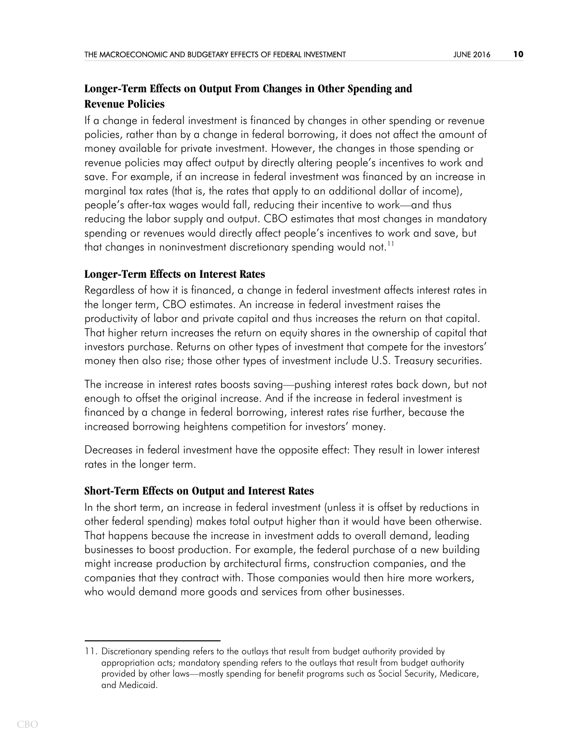### Longer-Term Effects on Output From Changes in Other Spending and Revenue Policies

If a change in federal investment is financed by changes in other spending or revenue policies, rather than by a change in federal borrowing, it does not affect the amount of money available for private investment. However, the changes in those spending or revenue policies may affect output by directly altering people's incentives to work and save. For example, if an increase in federal investment was financed by an increase in marginal tax rates (that is, the rates that apply to an additional dollar of income), people's after-tax wages would fall, reducing their incentive to work—and thus reducing the labor supply and output. CBO estimates that most changes in mandatory spending or revenues would directly affect people's incentives to work and save, but that changes in noninvestment discretionary spending would not.[11]

### Longer-Term Effects on Interest Rates

Regardless of how it is financed, a change in federal investment affects interest rates in the longer term, CBO estimates. An increase in federal investment raises the productivity of labor and private capital and thus increases the return on that capital. That higher return increases the return on equity shares in the ownership of capital that investors purchase. Returns on other types of investment that compete for the investors' money then also rise; those other types of investment include U.S. Treasury securities.

The increase in interest rates boosts saving—pushing interest rates back down, but not enough to offset the original increase. And if the increase in federal investment is financed by a change in federal borrowing, interest rates rise further, because the increased borrowing heightens competition for investors' money.

Decreases in federal investment have the opposite effect: They result in lower interest rates in the longer term.

### Short-Term Effects on Output and Interest Rates

In the short term, an increase in federal investment (unless it is offset by reductions in other federal spending) makes total output higher than it would have been otherwise. That happens because the increase in investment adds to overall demand, leading businesses to boost production. For example, the federal purchase of a new building might increase production by architectural firms, construction companies, and the companies that they contract with. Those companies would then hire more workers, who would demand more goods and services from other businesses.

---

11. Discretionary spending refers to the outlays that result from budget authority provided by appropriation acts; mandatory spending refers to the outlays that result from budget authority provided by other laws—mostly spending for benefit programs such as Social Security, Medicare, and Medicaid.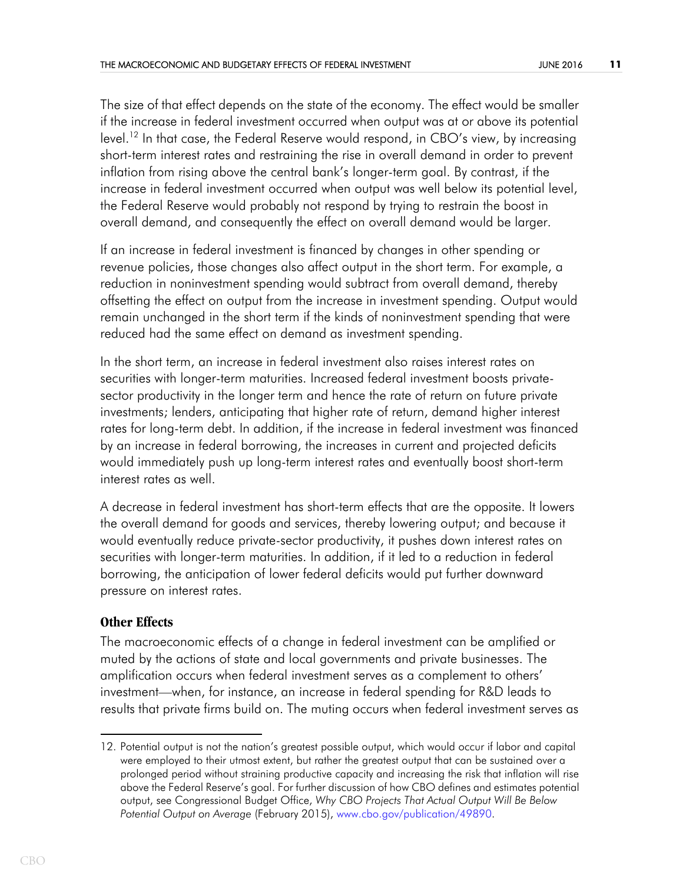The size of that effect depends on the state of the economy. The effect would be smaller if the increase in federal investment occurred when output was at or above its potential level.[12] In that case, the Federal Reserve would respond, in CBO's view, by increasing short-term interest rates and restraining the rise in overall demand in order to prevent inflation from rising above the central bank's longer-term goal. By contrast, if the increase in federal investment occurred when output was well below its potential level, the Federal Reserve would probably not respond by trying to restrain the boost in overall demand, and consequently the effect on overall demand would be larger.

If an increase in federal investment is financed by changes in other spending or revenue policies, those changes also affect output in the short term. For example, a reduction in noninvestment spending would subtract from overall demand, thereby offsetting the effect on output from the increase in investment spending. Output would remain unchanged in the short term if the kinds of noninvestment spending that were reduced had the same effect on demand as investment spending.

In the short term, an increase in federal investment also raises interest rates on securities with longer-term maturities. Increased federal investment boosts private-sector productivity in the longer term and hence the rate of return on future private investments; lenders, anticipating that higher rate of return, demand higher interest rates for long-term debt. In addition, if the increase in federal investment was financed by an increase in federal borrowing, the increases in current and projected deficits would immediately push up long-term interest rates and eventually boost short-term interest rates as well.

A decrease in federal investment has short-term effects that are the opposite. It lowers the overall demand for goods and services, thereby lowering output; and because it would eventually reduce private-sector productivity, it pushes down interest rates on securities with longer-term maturities. In addition, if it led to a reduction in federal borrowing, the anticipation of lower federal deficits would put further downward pressure on interest rates.

### Other Effects

The macroeconomic effects of a change in federal investment can be amplified or muted by the actions of state and local governments and private businesses. The amplification occurs when federal investment serves as a complement to others' investment—when, for instance, an increase in federal spending for R&D leads to results that private firms build on. The muting occurs when federal investment serves as

---

12. Potential output is not the nation's greatest possible output, which would occur if labor and capital were employed to their utmost extent, but rather the greatest output that can be sustained over a prolonged period without straining productive capacity and increasing the risk that inflation will rise above the Federal Reserve's goal. For further discussion of how CBO defines and estimates potential output, see Congressional Budget Office, *Why CBO Projects That Actual Output Will Be Below Potential Output on Average* (February 2015), www.cbo.gov/publication/49890.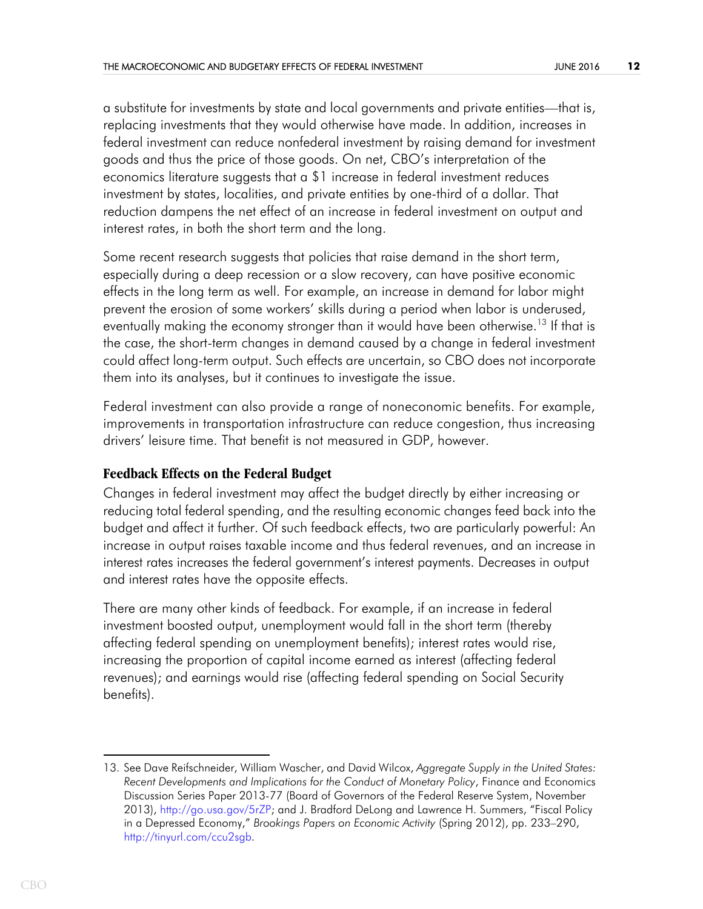a substitute for investments by state and local governments and private entities—that is, replacing investments that they would otherwise have made. In addition, increases in federal investment can reduce nonfederal investment by raising demand for investment goods and thus the price of those goods. On net, CBO's interpretation of the economics literature suggests that a $1 increase in federal investment reduces investment by states, localities, and private entities by one-third of a dollar. That reduction dampens the net effect of an increase in federal investment on output and interest rates, in both the short term and the long.

Some recent research suggests that policies that raise demand in the short term, especially during a deep recession or a slow recovery, can have positive economic effects in the long term as well. For example, an increase in demand for labor might prevent the erosion of some workers' skills during a period when labor is underused, eventually making the economy stronger than it would have been otherwise.[13] If that is the case, the short-term changes in demand caused by a change in federal investment could affect long-term output. Such effects are uncertain, so CBO does not incorporate them into its analyses, but it continues to investigate the issue.

Federal investment can also provide a range of noneconomic benefits. For example, improvements in transportation infrastructure can reduce congestion, thus increasing drivers' leisure time. That benefit is not measured in GDP, however.

### Feedback Effects on the Federal Budget

Changes in federal investment may affect the budget directly by either increasing or reducing total federal spending, and the resulting economic changes feed back into the budget and affect it further. Of such feedback effects, two are particularly powerful: An increase in output raises taxable income and thus federal revenues, and an increase in interest rates increases the federal government's interest payments. Decreases in output and interest rates have the opposite effects.

There are many other kinds of feedback. For example, if an increase in federal investment boosted output, unemployment would fall in the short term (thereby affecting federal spending on unemployment benefits); interest rates would rise, increasing the proportion of capital income earned as interest (affecting federal revenues); and earnings would rise (affecting federal spending on Social Security benefits).

---

13. See Dave Reifschneider, William Wascher, and David Wilcox, *Aggregate Supply in the United States: Recent Developments and Implications for the Conduct of Monetary Policy*, Finance and Economics Discussion Series Paper 2013-77 (Board of Governors of the Federal Reserve System, November 2013), http://go.usa.gov/5rZP; and J. Bradford DeLong and Lawrence H. Summers, "Fiscal Policy in a Depressed Economy," *Brookings Papers on Economic Activity* (Spring 2012), pp. 233–290, http://tinyurl.com/ccu2sgb.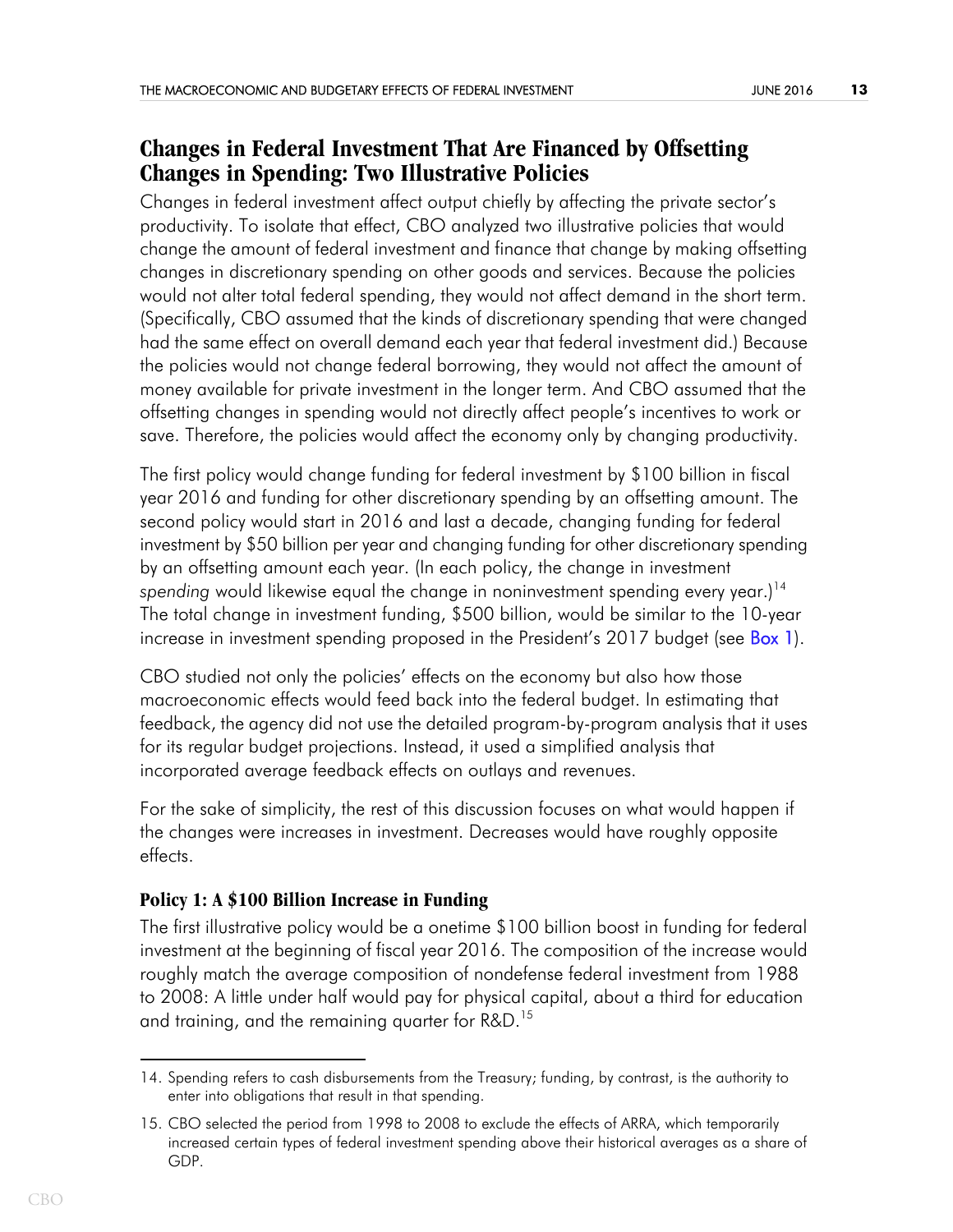## Changes in Federal Investment That Are Financed by Offsetting Changes in Spending: Two Illustrative Policies

Changes in federal investment affect output chiefly by affecting the private sector's productivity. To isolate that effect, CBO analyzed two illustrative policies that would change the amount of federal investment and finance that change by making offsetting changes in discretionary spending on other goods and services. Because the policies would not alter total federal spending, they would not affect demand in the short term. (Specifically, CBO assumed that the kinds of discretionary spending that were changed had the same effect on overall demand each year that federal investment did.) Because the policies would not change federal borrowing, they would not affect the amount of money available for private investment in the longer term. And CBO assumed that the offsetting changes in spending would not directly affect people's incentives to work or save. Therefore, the policies would affect the economy only by changing productivity.

The first policy would change funding for federal investment by $100 billion in fiscal year 2016 and funding for other discretionary spending by an offsetting amount. The second policy would start in 2016 and last a decade, changing funding for federal investment by $50 billion per year and changing funding for other discretionary spending by an offsetting amount each year. (In each policy, the change in investment *spending* would likewise equal the change in noninvestment spending every year.)[14] The total change in investment funding, $500 billion, would be similar to the 10-year increase in investment spending proposed in the President's 2017 budget (see Box 1).

CBO studied not only the policies' effects on the economy but also how those macroeconomic effects would feed back into the federal budget. In estimating that feedback, the agency did not use the detailed program-by-program analysis that it uses for its regular budget projections. Instead, it used a simplified analysis that incorporated average feedback effects on outlays and revenues.

For the sake of simplicity, the rest of this discussion focuses on what would happen if the changes were increases in investment. Decreases would have roughly opposite effects.

### Policy 1: A $100 Billion Increase in Funding

The first illustrative policy would be a onetime $100 billion boost in funding for federal investment at the beginning of fiscal year 2016. The composition of the increase would roughly match the average composition of nondefense federal investment from 1988 to 2008: A little under half would pay for physical capital, about a third for education and training, and the remaining quarter for R&D.[15]

---

14. Spending refers to cash disbursements from the Treasury; funding, by contrast, is the authority to enter into obligations that result in that spending.

15. CBO selected the period from 1998 to 2008 to exclude the effects of ARRA, which temporarily increased certain types of federal investment spending above their historical averages as a share of GDP.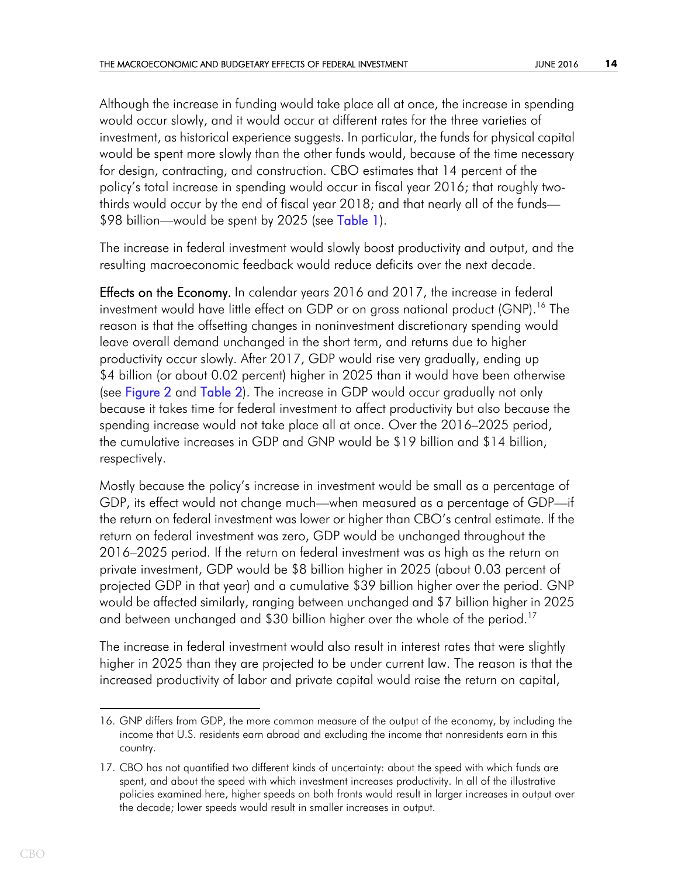Although the increase in funding would take place all at once, the increase in spending would occur slowly, and it would occur at different rates for the three varieties of investment, as historical experience suggests. In particular, the funds for physical capital would be spent more slowly than the other funds would, because of the time necessary for design, contracting, and construction. CBO estimates that 14 percent of the policy's total increase in spending would occur in fiscal year 2016; that roughly two-thirds would occur by the end of fiscal year 2018; and that nearly all of the funds—$98 billion—would be spent by 2025 (see Table 1).

The increase in federal investment would slowly boost productivity and output, and the resulting macroeconomic feedback would reduce deficits over the next decade.

**Effects on the Economy.** In calendar years 2016 and 2017, the increase in federal investment would have little effect on GDP or on gross national product (GNP).[16] The reason is that the offsetting changes in noninvestment discretionary spending would leave overall demand unchanged in the short term, and returns due to higher productivity occur slowly. After 2017, GDP would rise very gradually, ending up $4 billion (or about 0.02 percent) higher in 2025 than it would have been otherwise (see Figure 2 and Table 2). The increase in GDP would occur gradually not only because it takes time for federal investment to affect productivity but also because the spending increase would not take place all at once. Over the 2016–2025 period, the cumulative increases in GDP and GNP would be $19 billion and $14 billion, respectively.

Mostly because the policy's increase in investment would be small as a percentage of GDP, its effect would not change much—when measured as a percentage of GDP—if the return on federal investment was lower or higher than CBO's central estimate. If the return on federal investment was zero, GDP would be unchanged throughout the 2016–2025 period. If the return on federal investment was as high as the return on private investment, GDP would be $8 billion higher in 2025 (about 0.03 percent of projected GDP in that year) and a cumulative $39 billion higher over the period. GNP would be affected similarly, ranging between unchanged and $7 billion higher in 2025 and between unchanged and $30 billion higher over the whole of the period.[17]

The increase in federal investment would also result in interest rates that were slightly higher in 2025 than they are projected to be under current law. The reason is that the increased productivity of labor and private capital would raise the return on capital,

---

16. GNP differs from GDP, the more common measure of the output of the economy, by including the income that U.S. residents earn abroad and excluding the income that nonresidents earn in this country.

17. CBO has not quantified two different kinds of uncertainty: about the speed with which funds are spent, and about the speed with which investment increases productivity. In all of the illustrative policies examined here, higher speeds on both fronts would result in larger increases in output over the decade; lower speeds would result in smaller increases in output.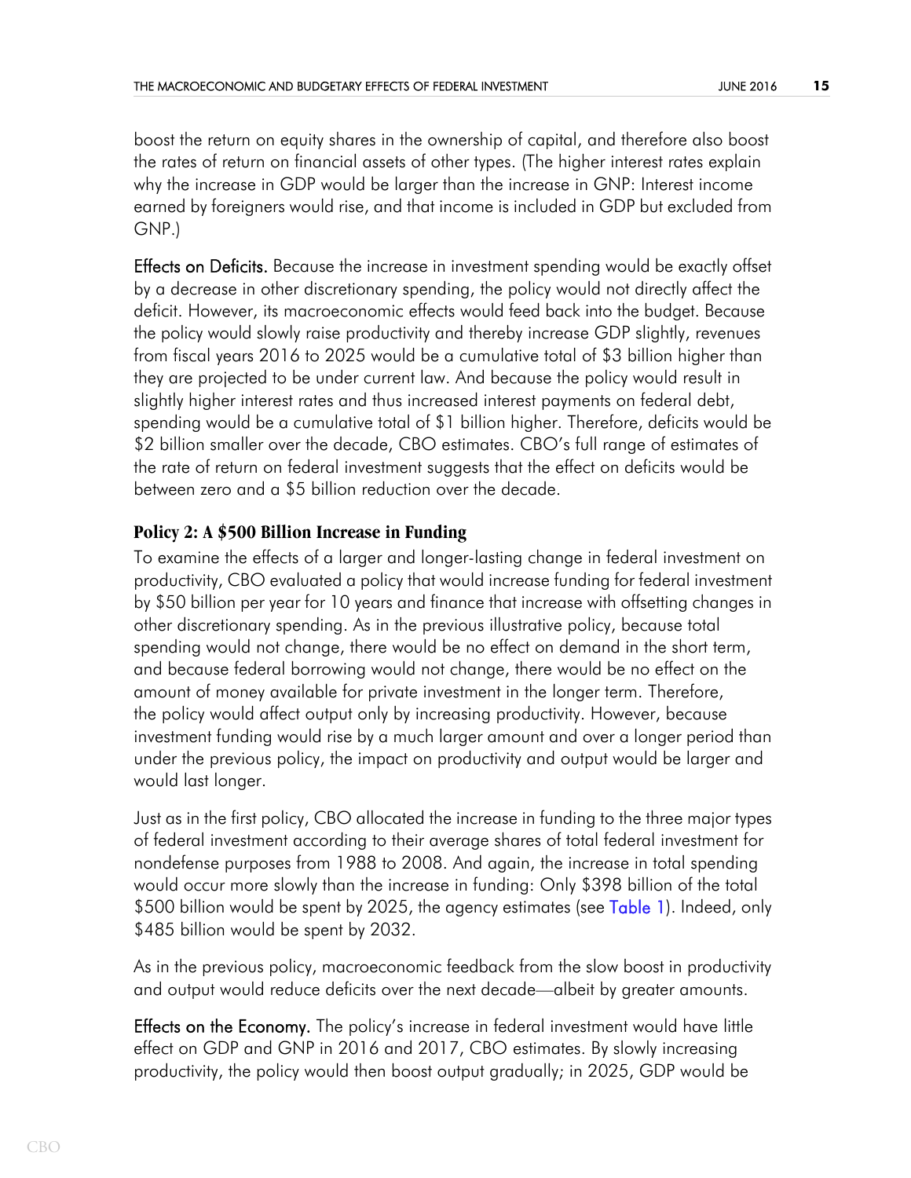boost the return on equity shares in the ownership of capital, and therefore also boost the rates of return on financial assets of other types. (The higher interest rates explain why the increase in GDP would be larger than the increase in GNP: Interest income earned by foreigners would rise, and that income is included in GDP but excluded from GNP.)

**Effects on Deficits.** Because the increase in investment spending would be exactly offset by a decrease in other discretionary spending, the policy would not directly affect the deficit. However, its macroeconomic effects would feed back into the budget. Because the policy would slowly raise productivity and thereby increase GDP slightly, revenues from fiscal years 2016 to 2025 would be a cumulative total of $3 billion higher than they are projected to be under current law. And because the policy would result in slightly higher interest rates and thus increased interest payments on federal debt, spending would be a cumulative total of $1 billion higher. Therefore, deficits would be $2 billion smaller over the decade, CBO estimates. CBO's full range of estimates of the rate of return on federal investment suggests that the effect on deficits would be between zero and a $5 billion reduction over the decade.

### Policy 2: A $500 Billion Increase in Funding

To examine the effects of a larger and longer-lasting change in federal investment on productivity, CBO evaluated a policy that would increase funding for federal investment by $50 billion per year for 10 years and finance that increase with offsetting changes in other discretionary spending. As in the previous illustrative policy, because total spending would not change, there would be no effect on demand in the short term, and because federal borrowing would not change, there would be no effect on the amount of money available for private investment in the longer term. Therefore, the policy would affect output only by increasing productivity. However, because investment funding would rise by a much larger amount and over a longer period than under the previous policy, the impact on productivity and output would be larger and would last longer.

Just as in the first policy, CBO allocated the increase in funding to the three major types of federal investment according to their average shares of total federal investment for nondefense purposes from 1988 to 2008. And again, the increase in total spending would occur more slowly than the increase in funding: Only $398 billion of the total $500 billion would be spent by 2025, the agency estimates (see Table 1). Indeed, only $485 billion would be spent by 2032.

As in the previous policy, macroeconomic feedback from the slow boost in productivity and output would reduce deficits over the next decade—albeit by greater amounts.

**Effects on the Economy.** The policy's increase in federal investment would have little effect on GDP and GNP in 2016 and 2017, CBO estimates. By slowly increasing productivity, the policy would then boost output gradually; in 2025, GDP would be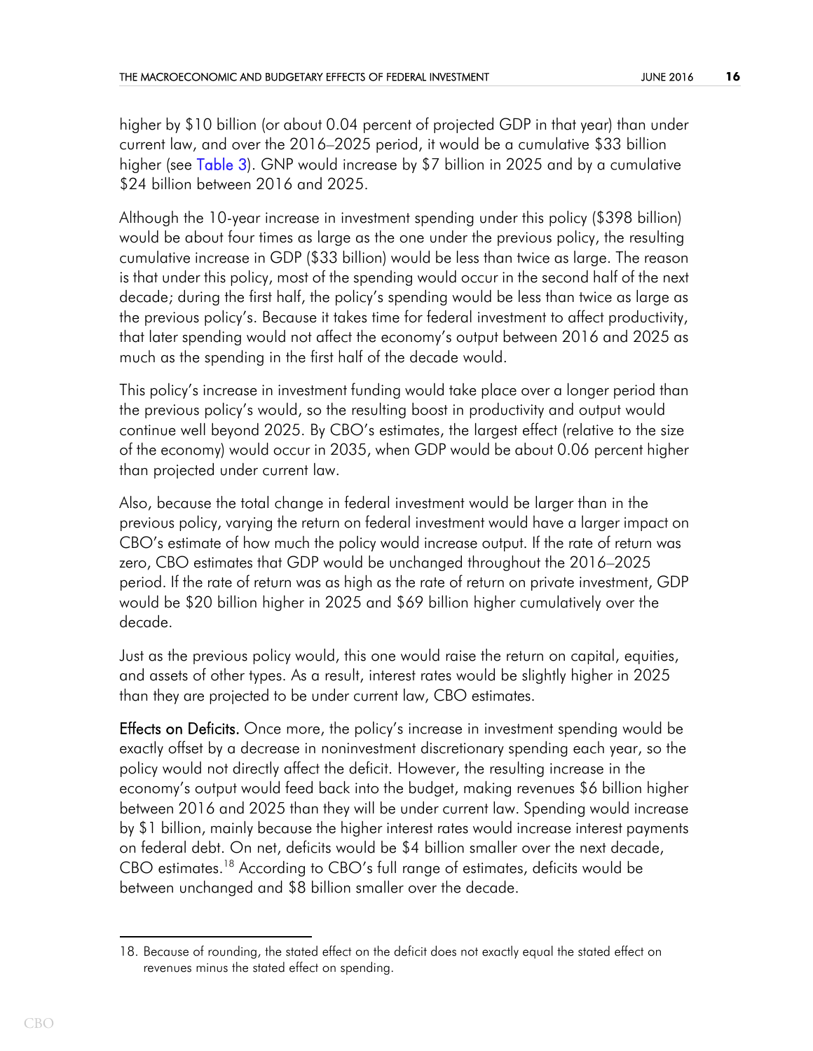higher by $10 billion (or about 0.04 percent of projected GDP in that year) than under current law, and over the 2016–2025 period, it would be a cumulative $33 billion higher (see Table 3). GNP would increase by $7 billion in 2025 and by a cumulative $24 billion between 2016 and 2025.

Although the 10-year increase in investment spending under this policy ($398 billion) would be about four times as large as the one under the previous policy, the resulting cumulative increase in GDP ($33 billion) would be less than twice as large. The reason is that under this policy, most of the spending would occur in the second half of the next decade; during the first half, the policy's spending would be less than twice as large as the previous policy's. Because it takes time for federal investment to affect productivity, that later spending would not affect the economy's output between 2016 and 2025 as much as the spending in the first half of the decade would.

This policy's increase in investment funding would take place over a longer period than the previous policy's would, so the resulting boost in productivity and output would continue well beyond 2025. By CBO's estimates, the largest effect (relative to the size of the economy) would occur in 2035, when GDP would be about 0.06 percent higher than projected under current law.

Also, because the total change in federal investment would be larger than in the previous policy, varying the return on federal investment would have a larger impact on CBO's estimate of how much the policy would increase output. If the rate of return was zero, CBO estimates that GDP would be unchanged throughout the 2016–2025 period. If the rate of return was as high as the rate of return on private investment, GDP would be $20 billion higher in 2025 and $69 billion higher cumulatively over the decade.

Just as the previous policy would, this one would raise the return on capital, equities, and assets of other types. As a result, interest rates would be slightly higher in 2025 than they are projected to be under current law, CBO estimates.

**Effects on Deficits.** Once more, the policy's increase in investment spending would be exactly offset by a decrease in noninvestment discretionary spending each year, so the policy would not directly affect the deficit. However, the resulting increase in the economy's output would feed back into the budget, making revenues $6 billion higher between 2016 and 2025 than they will be under current law. Spending would increase by $1 billion, mainly because the higher interest rates would increase interest payments on federal debt. On net, deficits would be $4 billion smaller over the next decade, CBO estimates.[18] According to CBO's full range of estimates, deficits would be between unchanged and $8 billion smaller over the decade.

18. Because of rounding, the stated effect on the deficit does not exactly equal the stated effect on revenues minus the stated effect on spending.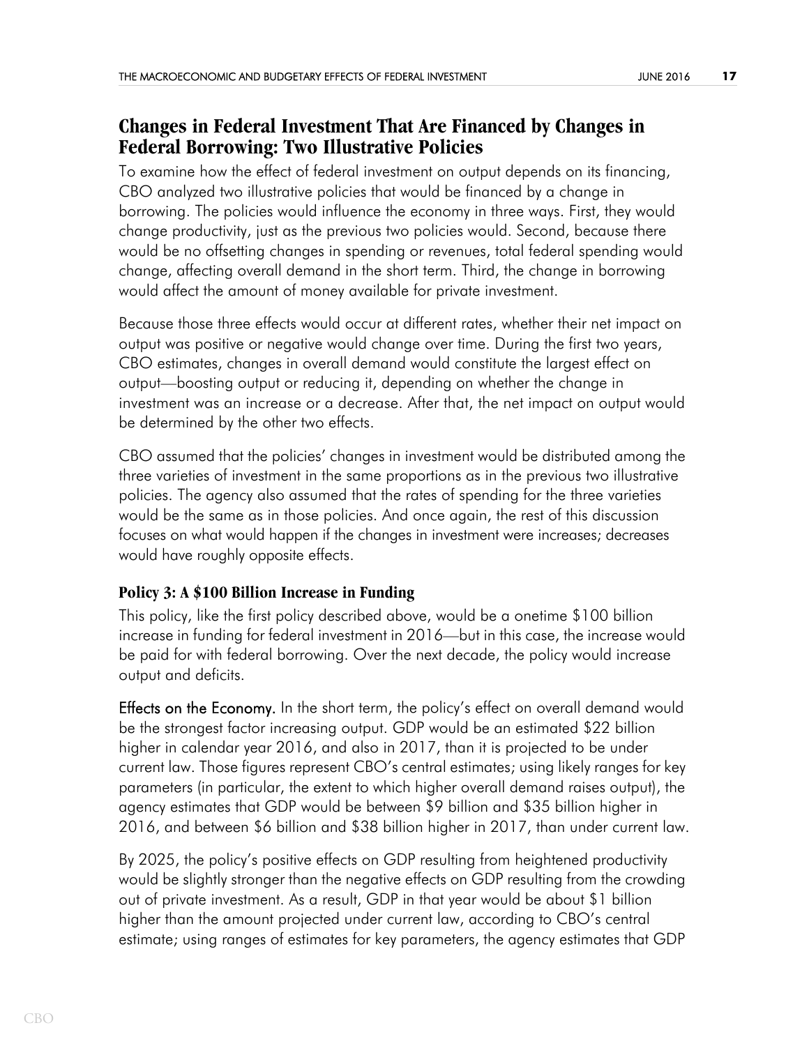## Changes in Federal Investment That Are Financed by Changes in Federal Borrowing: Two Illustrative Policies

To examine how the effect of federal investment on output depends on its financing, CBO analyzed two illustrative policies that would be financed by a change in borrowing. The policies would influence the economy in three ways. First, they would change productivity, just as the previous two policies would. Second, because there would be no offsetting changes in spending or revenues, total federal spending would change, affecting overall demand in the short term. Third, the change in borrowing would affect the amount of money available for private investment.

Because those three effects would occur at different rates, whether their net impact on output was positive or negative would change over time. During the first two years, CBO estimates, changes in overall demand would constitute the largest effect on output—boosting output or reducing it, depending on whether the change in investment was an increase or a decrease. After that, the net impact on output would be determined by the other two effects.

CBO assumed that the policies' changes in investment would be distributed among the three varieties of investment in the same proportions as in the previous two illustrative policies. The agency also assumed that the rates of spending for the three varieties would be the same as in those policies. And once again, the rest of this discussion focuses on what would happen if the changes in investment were increases; decreases would have roughly opposite effects.

### Policy 3: A $100 Billion Increase in Funding

This policy, like the first policy described above, would be a onetime $100 billion increase in funding for federal investment in 2016—but in this case, the increase would be paid for with federal borrowing. Over the next decade, the policy would increase output and deficits.

**Effects on the Economy.** In the short term, the policy's effect on overall demand would be the strongest factor increasing output. GDP would be an estimated $22 billion higher in calendar year 2016, and also in 2017, than it is projected to be under current law. Those figures represent CBO's central estimates; using likely ranges for key parameters (in particular, the extent to which higher overall demand raises output), the agency estimates that GDP would be between $9 billion and $35 billion higher in 2016, and between $6 billion and $38 billion higher in 2017, than under current law.

By 2025, the policy's positive effects on GDP resulting from heightened productivity would be slightly stronger than the negative effects on GDP resulting from the crowding out of private investment. As a result, GDP in that year would be about $1 billion higher than the amount projected under current law, according to CBO's central estimate; using ranges of estimates for key parameters, the agency estimates that GDP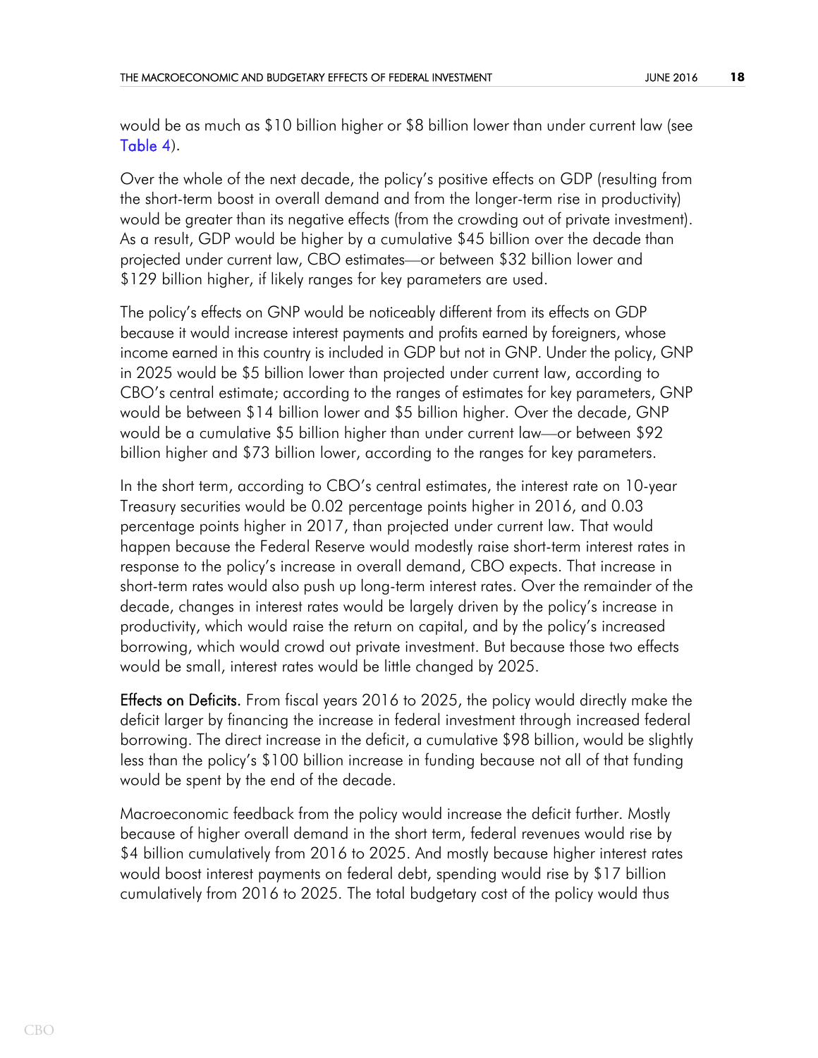would be as much as $10 billion higher or $8 billion lower than under current law (see Table 4).

Over the whole of the next decade, the policy's positive effects on GDP (resulting from the short-term boost in overall demand and from the longer-term rise in productivity) would be greater than its negative effects (from the crowding out of private investment). As a result, GDP would be higher by a cumulative $45 billion over the decade than projected under current law, CBO estimates—or between $32 billion lower and $129 billion higher, if likely ranges for key parameters are used.

The policy's effects on GNP would be noticeably different from its effects on GDP because it would increase interest payments and profits earned by foreigners, whose income earned in this country is included in GDP but not in GNP. Under the policy, GNP in 2025 would be $5 billion lower than projected under current law, according to CBO's central estimate; according to the ranges of estimates for key parameters, GNP would be between $14 billion lower and $5 billion higher. Over the decade, GNP would be a cumulative $5 billion higher than under current law—or between $92 billion higher and $73 billion lower, according to the ranges for key parameters.

In the short term, according to CBO's central estimates, the interest rate on 10-year Treasury securities would be 0.02 percentage points higher in 2016, and 0.03 percentage points higher in 2017, than projected under current law. That would happen because the Federal Reserve would modestly raise short-term interest rates in response to the policy's increase in overall demand, CBO expects. That increase in short-term rates would also push up long-term interest rates. Over the remainder of the decade, changes in interest rates would be largely driven by the policy's increase in productivity, which would raise the return on capital, and by the policy's increased borrowing, which would crowd out private investment. But because those two effects would be small, interest rates would be little changed by 2025.

**Effects on Deficits.** From fiscal years 2016 to 2025, the policy would directly make the deficit larger by financing the increase in federal investment through increased federal borrowing. The direct increase in the deficit, a cumulative $98 billion, would be slightly less than the policy's $100 billion increase in funding because not all of that funding would be spent by the end of the decade.

Macroeconomic feedback from the policy would increase the deficit further. Mostly because of higher overall demand in the short term, federal revenues would rise by $4 billion cumulatively from 2016 to 2025. And mostly because higher interest rates would boost interest payments on federal debt, spending would rise by $17 billion cumulatively from 2016 to 2025. The total budgetary cost of the policy would thus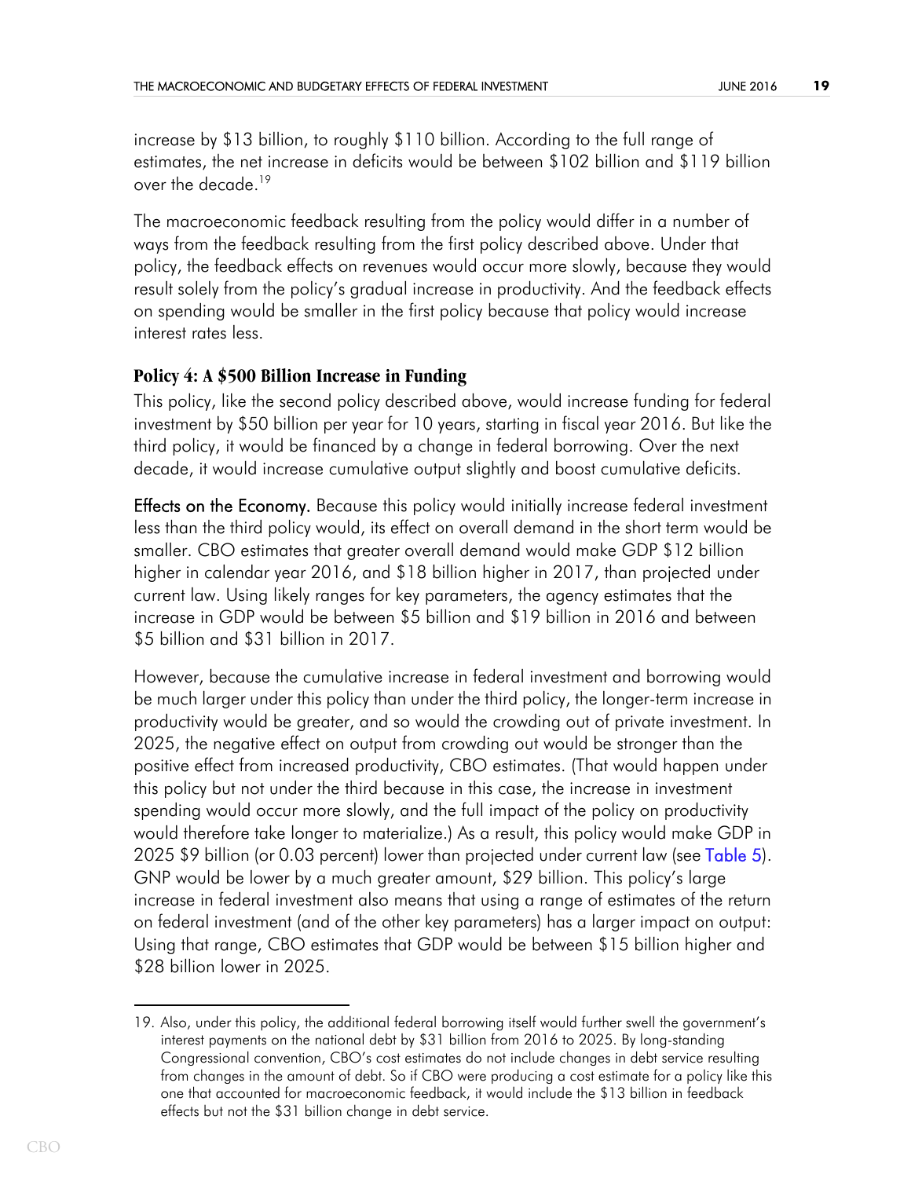increase by $13 billion, to roughly $110 billion. According to the full range of estimates, the net increase in deficits would be between $102 billion and $119 billion over the decade.[19]

The macroeconomic feedback resulting from the policy would differ in a number of ways from the feedback resulting from the first policy described above. Under that policy, the feedback effects on revenues would occur more slowly, because they would result solely from the policy's gradual increase in productivity. And the feedback effects on spending would be smaller in the first policy because that policy would increase interest rates less.

### Policy 4: A $500 Billion Increase in Funding

This policy, like the second policy described above, would increase funding for federal investment by $50 billion per year for 10 years, starting in fiscal year 2016. But like the third policy, it would be financed by a change in federal borrowing. Over the next decade, it would increase cumulative output slightly and boost cumulative deficits.

**Effects on the Economy.** Because this policy would initially increase federal investment less than the third policy would, its effect on overall demand in the short term would be smaller. CBO estimates that greater overall demand would make GDP $12 billion higher in calendar year 2016, and $18 billion higher in 2017, than projected under current law. Using likely ranges for key parameters, the agency estimates that the increase in GDP would be between $5 billion and $19 billion in 2016 and between $5 billion and $31 billion in 2017.

However, because the cumulative increase in federal investment and borrowing would be much larger under this policy than under the third policy, the longer-term increase in productivity would be greater, and so would the crowding out of private investment. In 2025, the negative effect on output from crowding out would be stronger than the positive effect from increased productivity, CBO estimates. (That would happen under this policy but not under the third because in this case, the increase in investment spending would occur more slowly, and the full impact of the policy on productivity would therefore take longer to materialize.) As a result, this policy would make GDP in 2025 $9 billion (or 0.03 percent) lower than projected under current law (see Table 5). GNP would be lower by a much greater amount, $29 billion. This policy's large increase in federal investment also means that using a range of estimates of the return on federal investment (and of the other key parameters) has a larger impact on output: Using that range, CBO estimates that GDP would be between $15 billion higher and $28 billion lower in 2025.

---

19. Also, under this policy, the additional federal borrowing itself would further swell the government's interest payments on the national debt by $31 billion from 2016 to 2025. By long-standing Congressional convention, CBO's cost estimates do not include changes in debt service resulting from changes in the amount of debt. So if CBO were producing a cost estimate for a policy like this one that accounted for macroeconomic feedback, it would include the $13 billion in feedback effects but not the $31 billion change in debt service.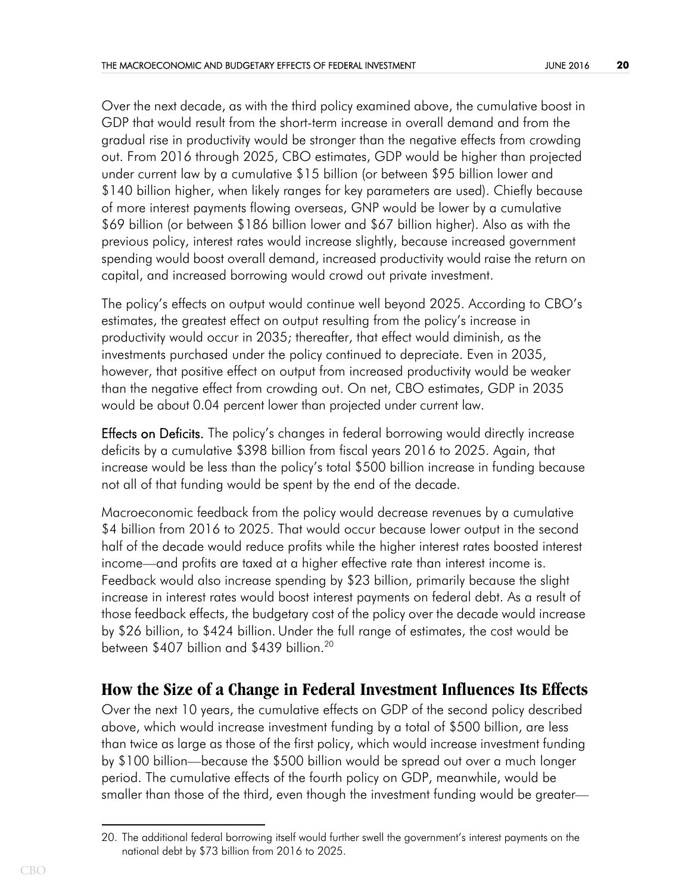Over the next decade, as with the third policy examined above, the cumulative boost in GDP that would result from the short-term increase in overall demand and from the gradual rise in productivity would be stronger than the negative effects from crowding out. From 2016 through 2025, CBO estimates, GDP would be higher than projected under current law by a cumulative \$15 billion (or between \$95 billion lower and \$140 billion higher, when likely ranges for key parameters are used). Chiefly because of more interest payments flowing overseas, GNP would be lower by a cumulative \$69 billion (or between \$186 billion lower and \$67 billion higher). Also as with the previous policy, interest rates would increase slightly, because increased government spending would boost overall demand, increased productivity would raise the return on capital, and increased borrowing would crowd out private investment.

The policy's effects on output would continue well beyond 2025. According to CBO's estimates, the greatest effect on output resulting from the policy's increase in productivity would occur in 2035; thereafter, that effect would diminish, as the investments purchased under the policy continued to depreciate. Even in 2035, however, that positive effect on output from increased productivity would be weaker than the negative effect from crowding out. On net, CBO estimates, GDP in 2035 would be about 0.04 percent lower than projected under current law.

**Effects on Deficits.** The policy's changes in federal borrowing would directly increase deficits by a cumulative \$398 billion from fiscal years 2016 to 2025. Again, that increase would be less than the policy's total \$500 billion increase in funding because not all of that funding would be spent by the end of the decade.

Macroeconomic feedback from the policy would decrease revenues by a cumulative \$4 billion from 2016 to 2025. That would occur because lower output in the second half of the decade would reduce profits while the higher interest rates boosted interest income—and profits are taxed at a higher effective rate than interest income is. Feedback would also increase spending by \$23 billion, primarily because the slight increase in interest rates would boost interest payments on federal debt. As a result of those feedback effects, the budgetary cost of the policy over the decade would increase by \$26 billion, to \$424 billion. Under the full range of estimates, the cost would be between \$407 billion and \$439 billion.[20]

## How the Size of a Change in Federal Investment Influences Its Effects

Over the next 10 years, the cumulative effects on GDP of the second policy described above, which would increase investment funding by a total of \$500 billion, are less than twice as large as those of the first policy, which would increase investment funding by \$100 billion—because the \$500 billion would be spread out over a much longer period. The cumulative effects of the fourth policy on GDP, meanwhile, would be smaller than those of the third, even though the investment funding would be greater—

20. The additional federal borrowing itself would further swell the government's interest payments on the national debt by \$73 billion from 2016 to 2025.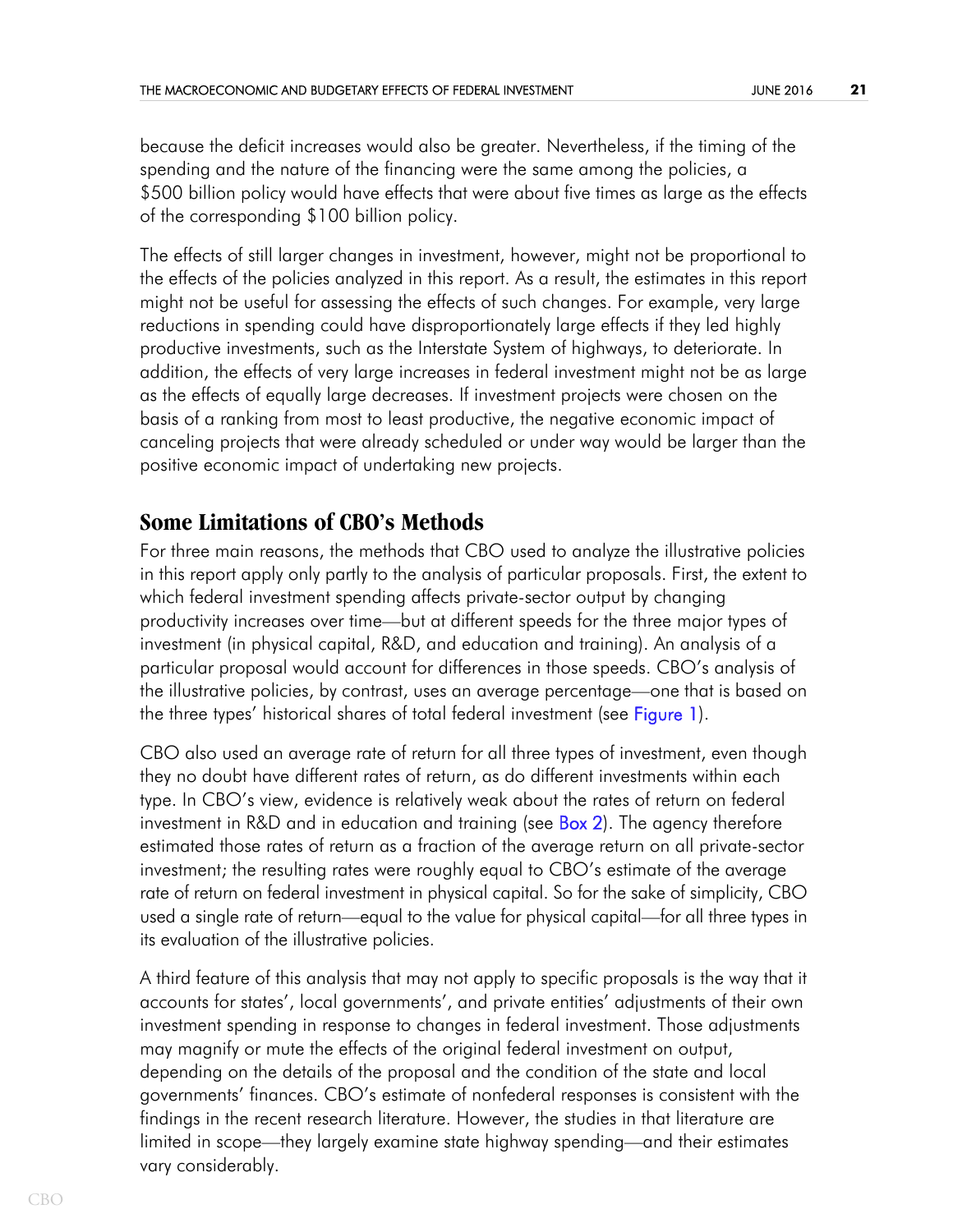because the deficit increases would also be greater. Nevertheless, if the timing of the spending and the nature of the financing were the same among the policies, a $500 billion policy would have effects that were about five times as large as the effects of the corresponding $100 billion policy.

The effects of still larger changes in investment, however, might not be proportional to the effects of the policies analyzed in this report. As a result, the estimates in this report might not be useful for assessing the effects of such changes. For example, very large reductions in spending could have disproportionately large effects if they led highly productive investments, such as the Interstate System of highways, to deteriorate. In addition, the effects of very large increases in federal investment might not be as large as the effects of equally large decreases. If investment projects were chosen on the basis of a ranking from most to least productive, the negative economic impact of canceling projects that were already scheduled or under way would be larger than the positive economic impact of undertaking new projects.

## Some Limitations of CBO's Methods

For three main reasons, the methods that CBO used to analyze the illustrative policies in this report apply only partly to the analysis of particular proposals. First, the extent to which federal investment spending affects private-sector output by changing productivity increases over time—but at different speeds for the three major types of investment (in physical capital, R&D, and education and training). An analysis of a particular proposal would account for differences in those speeds. CBO's analysis of the illustrative policies, by contrast, uses an average percentage—one that is based on the three types' historical shares of total federal investment (see Figure 1).

CBO also used an average rate of return for all three types of investment, even though they no doubt have different rates of return, as do different investments within each type. In CBO's view, evidence is relatively weak about the rates of return on federal investment in R&D and in education and training (see Box 2). The agency therefore estimated those rates of return as a fraction of the average return on all private-sector investment; the resulting rates were roughly equal to CBO's estimate of the average rate of return on federal investment in physical capital. So for the sake of simplicity, CBO used a single rate of return—equal to the value for physical capital—for all three types in its evaluation of the illustrative policies.

A third feature of this analysis that may not apply to specific proposals is the way that it accounts for states', local governments', and private entities' adjustments of their own investment spending in response to changes in federal investment. Those adjustments may magnify or mute the effects of the original federal investment on output, depending on the details of the proposal and the condition of the state and local governments' finances. CBO's estimate of nonfederal responses is consistent with the findings in the recent research literature. However, the studies in that literature are limited in scope—they largely examine state highway spending—and their estimates vary considerably.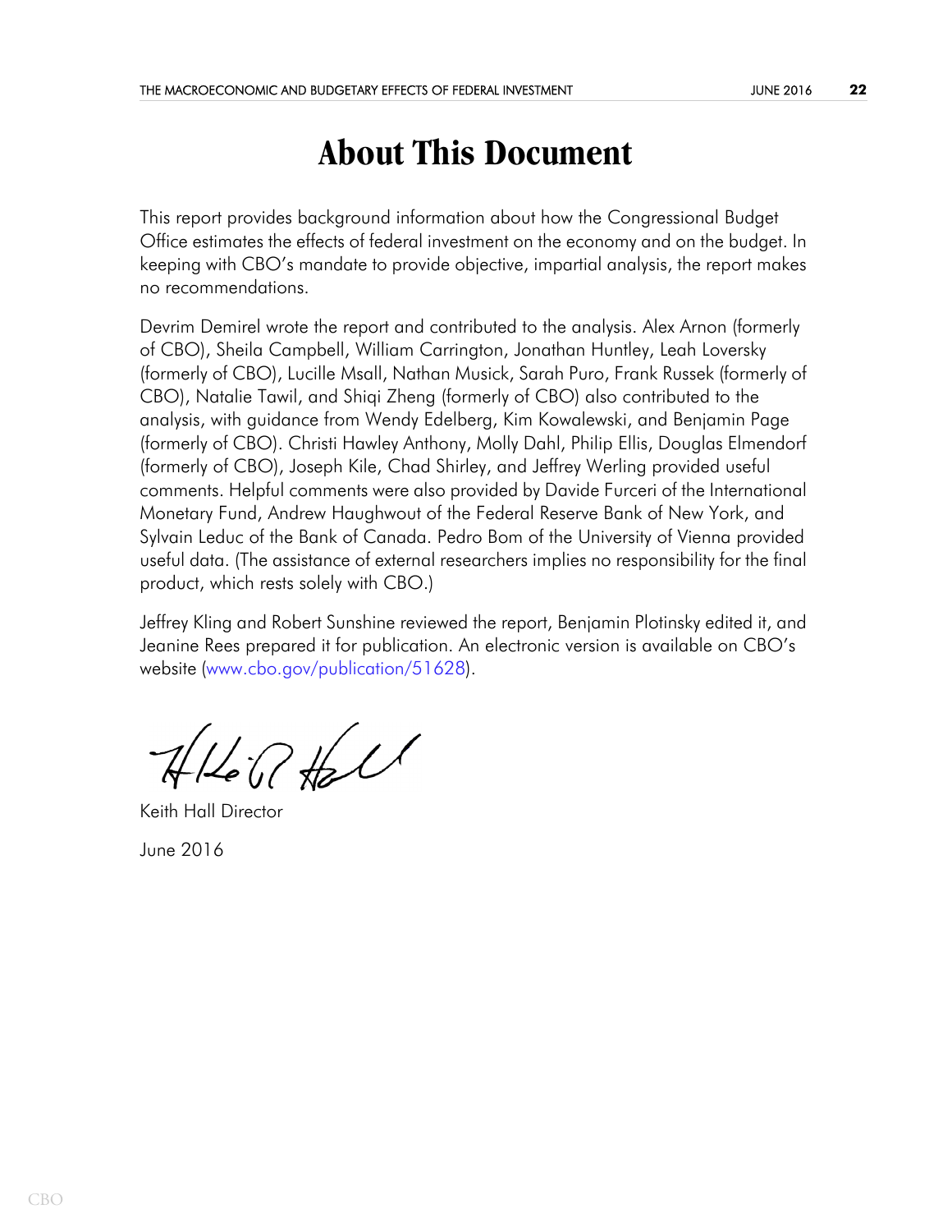# About This Document

This report provides background information about how the Congressional Budget Office estimates the effects of federal investment on the economy and on the budget. In keeping with CBO's mandate to provide objective, impartial analysis, the report makes no recommendations.

Devrim Demirel wrote the report and contributed to the analysis. Alex Arnon (formerly of CBO), Sheila Campbell, William Carrington, Jonathan Huntley, Leah Loversky (formerly of CBO), Lucille Msall, Nathan Musick, Sarah Puro, Frank Russek (formerly of CBO), Natalie Tawil, and Shiqi Zheng (formerly of CBO) also contributed to the analysis, with guidance from Wendy Edelberg, Kim Kowalewski, and Benjamin Page (formerly of CBO). Christi Hawley Anthony, Molly Dahl, Philip Ellis, Douglas Elmendorf (formerly of CBO), Joseph Kile, Chad Shirley, and Jeffrey Werling provided useful comments. Helpful comments were also provided by Davide Furceri of the International Monetary Fund, Andrew Haughwout of the Federal Reserve Bank of New York, and Sylvain Leduc of the Bank of Canada. Pedro Bom of the University of Vienna provided useful data. (The assistance of external researchers implies no responsibility for the final product, which rests solely with CBO.)

Jeffrey Kling and Robert Sunshine reviewed the report, Benjamin Plotinsky edited it, and Jeanine Rees prepared it for publication. An electronic version is available on CBO's website (www.cbo.gov/publication/51628).

Keith Hall Director

June 2016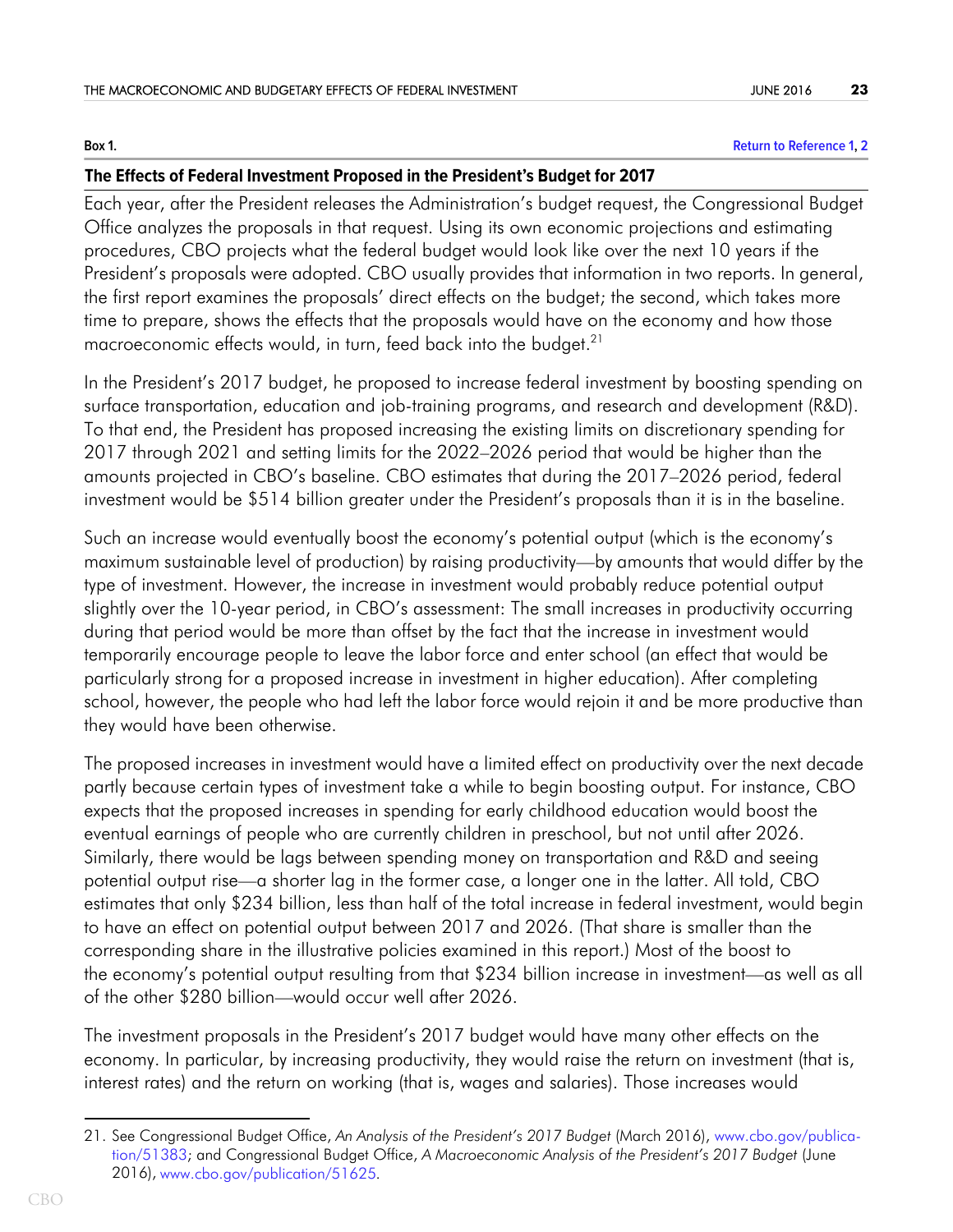**Box 1.**

Return to Reference 1, 2

### The Effects of Federal Investment Proposed in the President's Budget for 2017

Each year, after the President releases the Administration's budget request, the Congressional Budget Office analyzes the proposals in that request. Using its own economic projections and estimating procedures, CBO projects what the federal budget would look like over the next 10 years if the President's proposals were adopted. CBO usually provides that information in two reports. In general, the first report examines the proposals' direct effects on the budget; the second, which takes more time to prepare, shows the effects that the proposals would have on the economy and how those macroeconomic effects would, in turn, feed back into the budget.[21]

In the President's 2017 budget, he proposed to increase federal investment by boosting spending on surface transportation, education and job-training programs, and research and development (R&D). To that end, the President has proposed increasing the existing limits on discretionary spending for 2017 through 2021 and setting limits for the 2022–2026 period that would be higher than the amounts projected in CBO's baseline. CBO estimates that during the 2017–2026 period, federal investment would be $514 billion greater under the President's proposals than it is in the baseline.

Such an increase would eventually boost the economy's potential output (which is the economy's maximum sustainable level of production) by raising productivity—by amounts that would differ by the type of investment. However, the increase in investment would probably reduce potential output slightly over the 10-year period, in CBO's assessment: The small increases in productivity occurring during that period would be more than offset by the fact that the increase in investment would temporarily encourage people to leave the labor force and enter school (an effect that would be particularly strong for a proposed increase in investment in higher education). After completing school, however, the people who had left the labor force would rejoin it and be more productive than they would have been otherwise.

The proposed increases in investment would have a limited effect on productivity over the next decade partly because certain types of investment take a while to begin boosting output. For instance, CBO expects that the proposed increases in spending for early childhood education would boost the eventual earnings of people who are currently children in preschool, but not until after 2026. Similarly, there would be lags between spending money on transportation and R&D and seeing potential output rise—a shorter lag in the former case, a longer one in the latter. All told, CBO estimates that only $234 billion, less than half of the total increase in federal investment, would begin to have an effect on potential output between 2017 and 2026. (That share is smaller than the corresponding share in the illustrative policies examined in this report.) Most of the boost to the economy's potential output resulting from that $234 billion increase in investment—as well as all of the other $280 billion—would occur well after 2026.

The investment proposals in the President's 2017 budget would have many other effects on the economy. In particular, by increasing productivity, they would raise the return on investment (that is, interest rates) and the return on working (that is, wages and salaries). Those increases would

---

21. See Congressional Budget Office, *An Analysis of the President's 2017 Budget* (March 2016), www.cbo.gov/publication/51383; and Congressional Budget Office, *A Macroeconomic Analysis of the President's 2017 Budget* (June 2016), www.cbo.gov/publication/51625.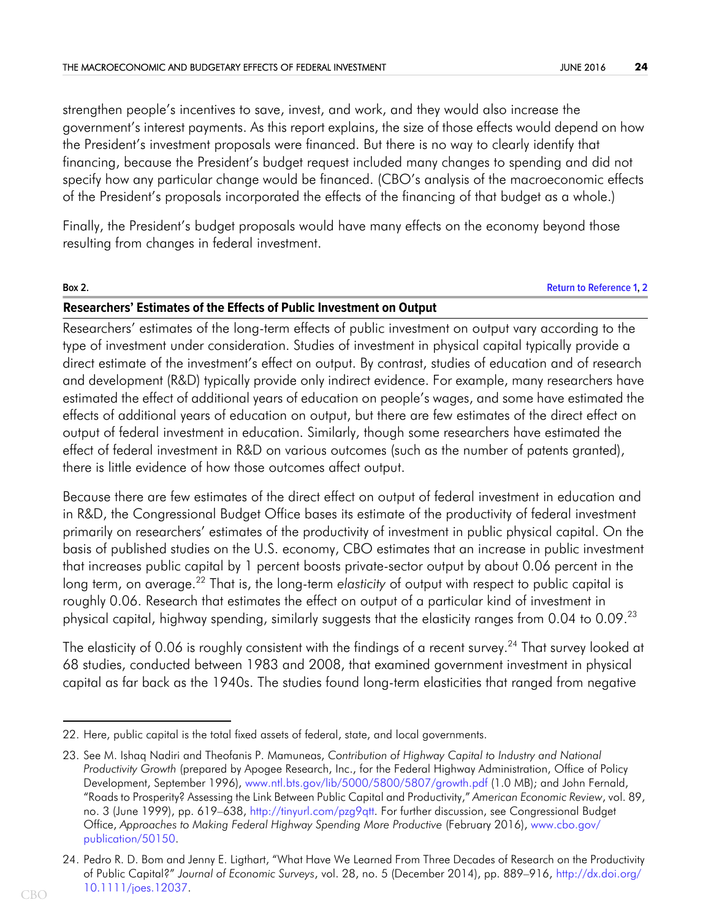strengthen people's incentives to save, invest, and work, and they would also increase the government's interest payments. As this report explains, the size of those effects would depend on how the President's investment proposals were financed. But there is no way to clearly identify that financing, because the President's budget request included many changes to spending and did not specify how any particular change would be financed. (CBO's analysis of the macroeconomic effects of the President's proposals incorporated the effects of the financing of that budget as a whole.)

Finally, the President's budget proposals would have many effects on the economy beyond those resulting from changes in federal investment.

**Box 2.** Return to Reference 1, 2

### Researchers' Estimates of the Effects of Public Investment on Output

Researchers' estimates of the long-term effects of public investment on output vary according to the type of investment under consideration. Studies of investment in physical capital typically provide a direct estimate of the investment's effect on output. By contrast, studies of education and of research and development (R&D) typically provide only indirect evidence. For example, many researchers have estimated the effect of additional years of education on people's wages, and some have estimated the effects of additional years of education on output, but there are few estimates of the direct effect on output of federal investment in education. Similarly, though some researchers have estimated the effect of federal investment in R&D on various outcomes (such as the number of patents granted), there is little evidence of how those outcomes affect output.

Because there are few estimates of the direct effect on output of federal investment in education and in R&D, the Congressional Budget Office bases its estimate of the productivity of federal investment primarily on researchers' estimates of the productivity of investment in public physical capital. On the basis of published studies on the U.S. economy, CBO estimates that an increase in public investment that increases public capital by 1 percent boosts private-sector output by about 0.06 percent in the long term, on average.[22] That is, the long-term *elasticity* of output with respect to public capital is roughly 0.06. Research that estimates the effect on output of a particular kind of investment in physical capital, highway spending, similarly suggests that the elasticity ranges from 0.04 to 0.09.[23]

The elasticity of 0.06 is roughly consistent with the findings of a recent survey.[24] That survey looked at 68 studies, conducted between 1983 and 2008, that examined government investment in physical capital as far back as the 1940s. The studies found long-term elasticities that ranged from negative

---

22. Here, public capital is the total fixed assets of federal, state, and local governments.

23. See M. Ishaq Nadiri and Theofanis P. Mamuneas, *Contribution of Highway Capital to Industry and National Productivity Growth* (prepared by Apogee Research, Inc., for the Federal Highway Administration, Office of Policy Development, September 1996), www.ntl.bts.gov/lib/5000/5800/5807/growth.pdf (1.0 MB); and John Fernald, "Roads to Prosperity? Assessing the Link Between Public Capital and Productivity," *American Economic Review*, vol. 89, no. 3 (June 1999), pp. 619–638, http://tinyurl.com/pzg9qtt. For further discussion, see Congressional Budget Office, *Approaches to Making Federal Highway Spending More Productive* (February 2016), www.cbo.gov/publication/50150.

24. Pedro R. D. Bom and Jenny E. Ligthart, "What Have We Learned From Three Decades of Research on the Productivity of Public Capital?" *Journal of Economic Surveys*, vol. 28, no. 5 (December 2014), pp. 889–916, http://dx.doi.org/10.1111/joes.12037.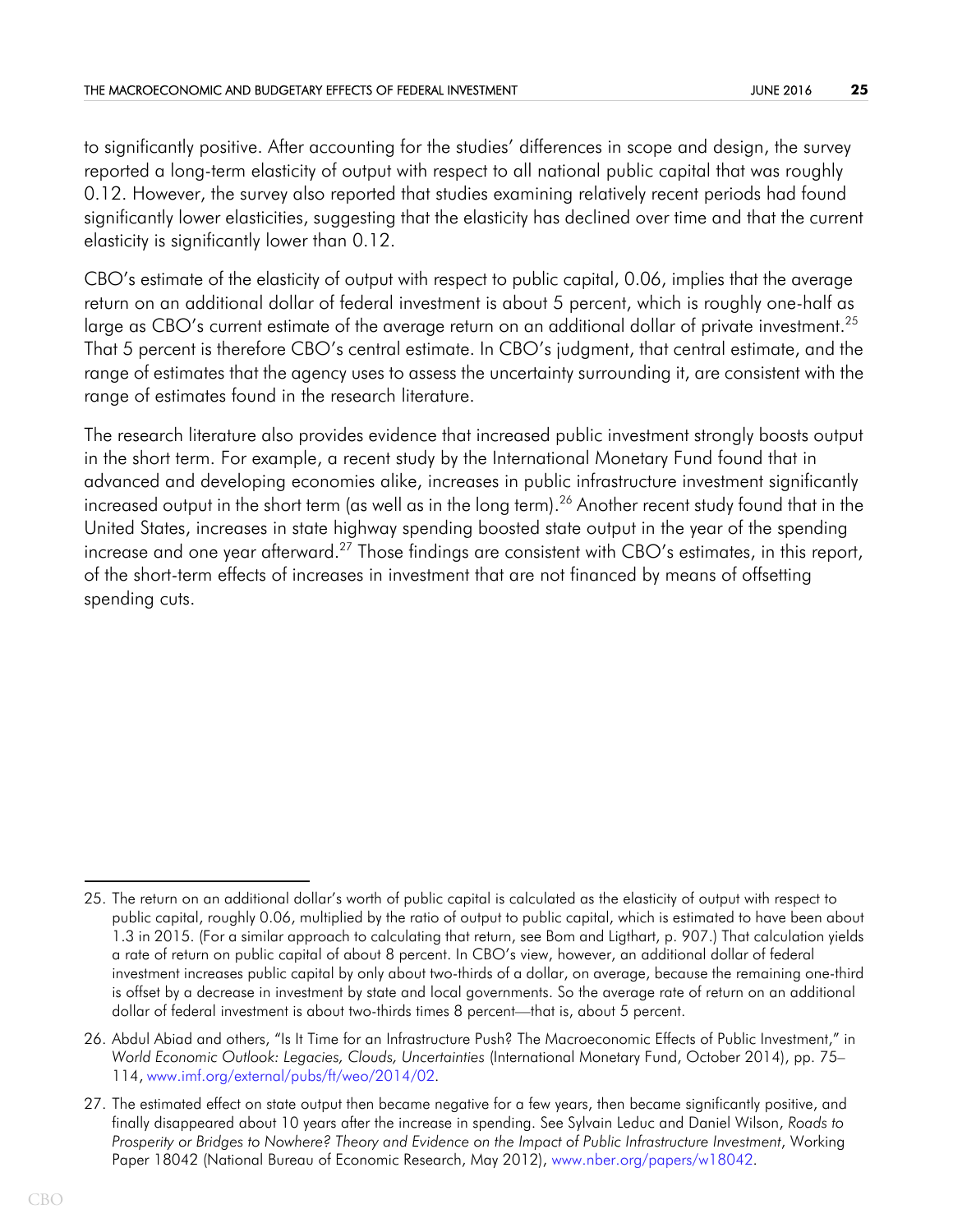to significantly positive. After accounting for the studies' differences in scope and design, the survey reported a long-term elasticity of output with respect to all national public capital that was roughly 0.12. However, the survey also reported that studies examining relatively recent periods had found significantly lower elasticities, suggesting that the elasticity has declined over time and that the current elasticity is significantly lower than 0.12.

CBO's estimate of the elasticity of output with respect to public capital, 0.06, implies that the average return on an additional dollar of federal investment is about 5 percent, which is roughly one-half as large as CBO's current estimate of the average return on an additional dollar of private investment.[25] That 5 percent is therefore CBO's central estimate. In CBO's judgment, that central estimate, and the range of estimates that the agency uses to assess the uncertainty surrounding it, are consistent with the range of estimates found in the research literature.

The research literature also provides evidence that increased public investment strongly boosts output in the short term. For example, a recent study by the International Monetary Fund found that in advanced and developing economies alike, increases in public infrastructure investment significantly increased output in the short term (as well as in the long term).[26] Another recent study found that in the United States, increases in state highway spending boosted state output in the year of the spending increase and one year afterward.[27] Those findings are consistent with CBO's estimates, in this report, of the short-term effects of increases in investment that are not financed by means of offsetting spending cuts.

---

25. The return on an additional dollar's worth of public capital is calculated as the elasticity of output with respect to public capital, roughly 0.06, multiplied by the ratio of output to public capital, which is estimated to have been about 1.3 in 2015. (For a similar approach to calculating that return, see Bom and Ligthart, p. 907.) That calculation yields a rate of return on public capital of about 8 percent. In CBO's view, however, an additional dollar of federal investment increases public capital by only about two-thirds of a dollar, on average, because the remaining one-third is offset by a decrease in investment by state and local governments. So the average rate of return on an additional dollar of federal investment is about two-thirds times 8 percent—that is, about 5 percent.

26. Abdul Abiad and others, "Is It Time for an Infrastructure Push? The Macroeconomic Effects of Public Investment," in *World Economic Outlook: Legacies, Clouds, Uncertainties* (International Monetary Fund, October 2014), pp. 75–114, www.imf.org/external/pubs/ft/weo/2014/02.

27. The estimated effect on state output then became negative for a few years, then became significantly positive, and finally disappeared about 10 years after the increase in spending. See Sylvain Leduc and Daniel Wilson, *Roads to Prosperity or Bridges to Nowhere? Theory and Evidence on the Impact of Public Infrastructure Investment*, Working Paper 18042 (National Bureau of Economic Research, May 2012), www.nber.org/papers/w18042.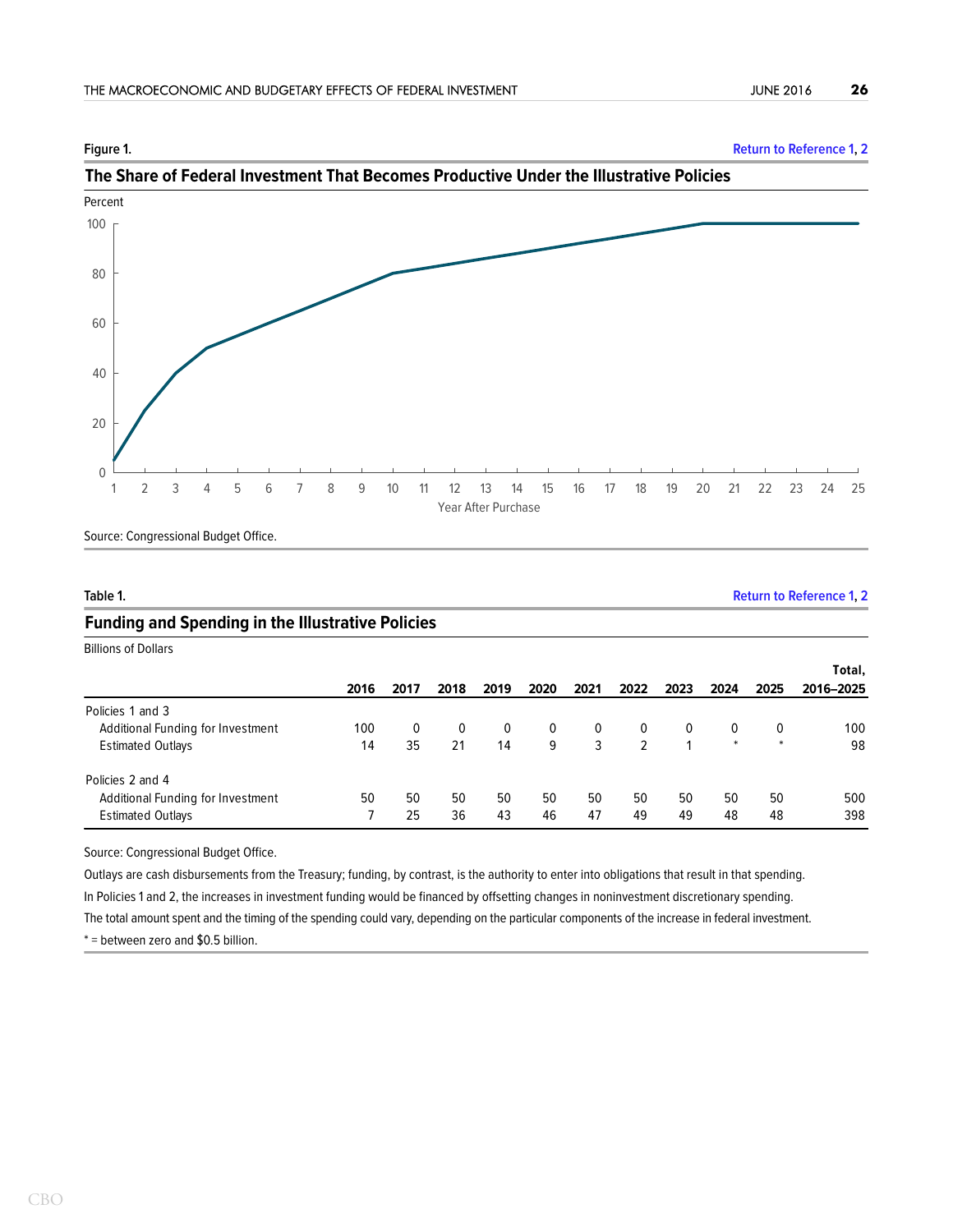Figure 1.

Return to Reference 1, 2

### The Share of Federal Investment That Becomes Productive Under the Illustrative Policies

Source: Congressional Budget Office.

Table 1.

Return to Reference 1, 2

### Funding and Spending in the Illustrative Policies

Billions of Dollars

| | 2016 | 2017 | 2018 | 2019 | 2020 | 2021 | 2022 | 2023 | 2024 | 2025 | Total, 2016–2025 |
|---|---|---|---|---|---|---|---|---|---|---|---|
| Policies 1 and 3 | | | | | | | | | | | |
| Additional Funding for Investment | 100 | 0 | 0 | 0 | 0 | 0 | 0 | 0 | 0 | 0 | 100 |
| Estimated Outlays | 14 | 35 | 21 | 14 | 9 | 3 | 2 | 1 | * | * | 98 |
| Policies 2 and 4 | | | | | | | | | | | |
| Additional Funding for Investment | 50 | 50 | 50 | 50 | 50 | 50 | 50 | 50 | 50 | 50 | 500 |
| Estimated Outlays | 7 | 25 | 36 | 43 | 46 | 47 | 49 | 49 | 48 | 48 | 398 |

Source: Congressional Budget Office.

Outlays are cash disbursements from the Treasury; funding, by contrast, is the authority to enter into obligations that result in that spending.

In Policies 1 and 2, the increases in investment funding would be financed by offsetting changes in noninvestment discretionary spending.

The total amount spent and the timing of the spending could vary, depending on the particular components of the increase in federal investment.

* = between zero and $0.5 billion.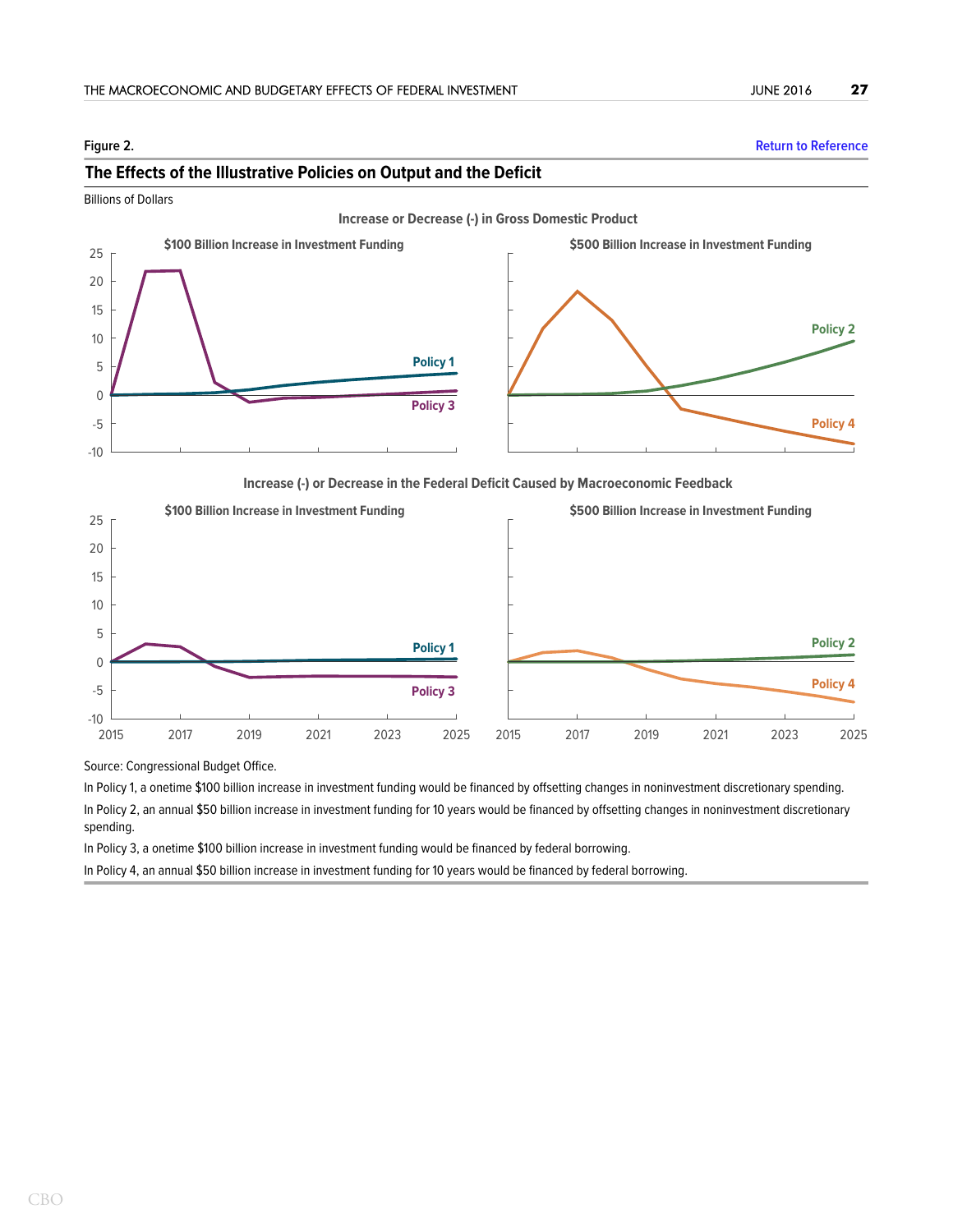**Figure 2.**

Return to Reference

## The Effects of the Illustrative Policies on Output and the Deficit

Billions of Dollars

**Increase or Decrease (-) in Gross Domestic Product**

**$100 Billion Increase in Investment Funding** — Policy 1, Policy 3

**$500 Billion Increase in Investment Funding** — Policy 2, Policy 4

**Increase (-) or Decrease in the Federal Deficit Caused by Macroeconomic Feedback**

**$100 Billion Increase in Investment Funding** — Policy 1, Policy 3

**$500 Billion Increase in Investment Funding** — Policy 2, Policy 4

Source: Congressional Budget Office.

In Policy 1, a onetime $100 billion increase in investment funding would be financed by offsetting changes in noninvestment discretionary spending.

In Policy 2, an annual $50 billion increase in investment funding for 10 years would be financed by offsetting changes in noninvestment discretionary spending.

In Policy 3, a onetime $100 billion increase in investment funding would be financed by federal borrowing.

In Policy 4, an annual $50 billion increase in investment funding for 10 years would be financed by federal borrowing.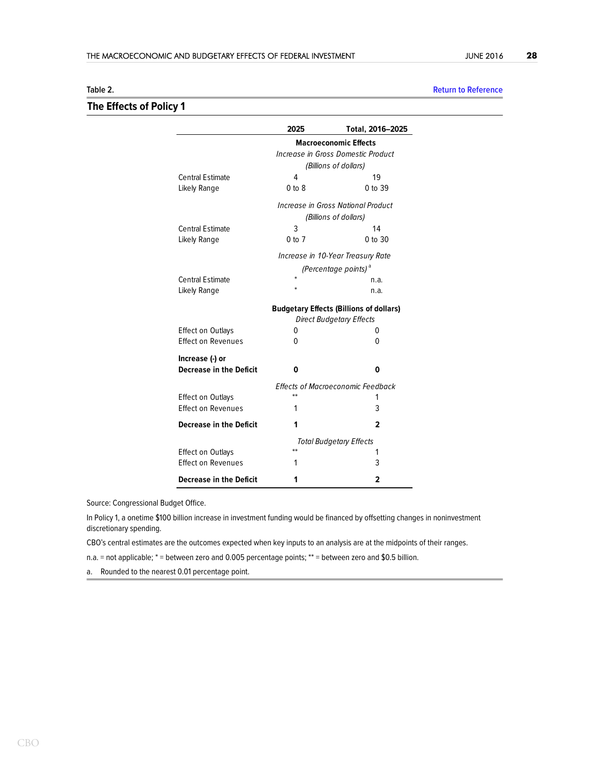Table 2.

Return to Reference

## The Effects of Policy 1

| | 2025 | Total, 2016–2025 |
|---|---|---|
| | **Macroeconomic Effects** | |
| | *Increase in Gross Domestic Product (Billions of dollars)* | |
| Central Estimate | 4 | 19 |
| Likely Range | 0 to 8 | 0 to 39 |
| | *Increase in Gross National Product (Billions of dollars)* | |
| Central Estimate | 3 | 14 |
| Likely Range | 0 to 7 | 0 to 30 |
| | *Increase in 10-Year Treasury Rate (Percentage points)* [a] | |
| Central Estimate | * | n.a. |
| Likely Range | * | n.a. |
| | **Budgetary Effects (Billions of dollars)** | |
| | *Direct Budgetary Effects* | |
| Effect on Outlays | 0 | 0 |
| Effect on Revenues | 0 | 0 |
| **Increase (-) or Decrease in the Deficit** | **0** | **0** |
| | *Effects of Macroeconomic Feedback* | |
| Effect on Outlays | ** | 1 |
| Effect on Revenues | 1 | 3 |
| **Decrease in the Deficit** | **1** | **2** |
| | *Total Budgetary Effects* | |
| Effect on Outlays | ** | 1 |
| Effect on Revenues | 1 | 3 |
| **Decrease in the Deficit** | **1** | **2** |

Source: Congressional Budget Office.

In Policy 1, a onetime $100 billion increase in investment funding would be financed by offsetting changes in noninvestment discretionary spending.

CBO's central estimates are the outcomes expected when key inputs to an analysis are at the midpoints of their ranges.

n.a. = not applicable; * = between zero and 0.005 percentage points; ** = between zero and $0.5 billion.

a. Rounded to the nearest 0.01 percentage point.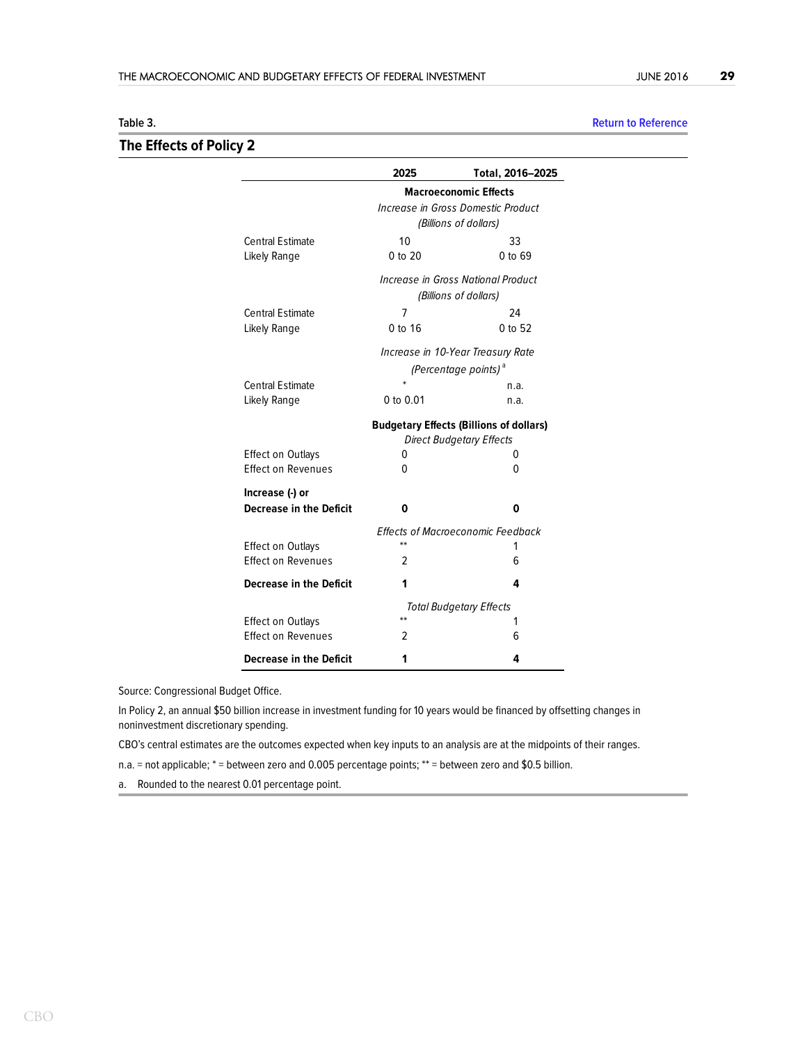Table 3.

Return to Reference

## The Effects of Policy 2

| | 2025 | Total, 2016–2025 |
|---|---|---|
| | **Macroeconomic Effects** | |
| | *Increase in Gross Domestic Product (Billions of dollars)* | |
| Central Estimate | 10 | 33 |
| Likely Range | 0 to 20 | 0 to 69 |
| | *Increase in Gross National Product (Billions of dollars)* | |
| Central Estimate | 7 | 24 |
| Likely Range | 0 to 16 | 0 to 52 |
| | *Increase in 10-Year Treasury Rate (Percentage points)* [a] | |
| Central Estimate | * | n.a. |
| Likely Range | 0 to 0.01 | n.a. |
| | **Budgetary Effects (Billions of dollars)** | |
| | *Direct Budgetary Effects* | |
| Effect on Outlays | 0 | 0 |
| Effect on Revenues | 0 | 0 |
| **Increase (-) or Decrease in the Deficit** | **0** | **0** |
| | *Effects of Macroeconomic Feedback* | |
| Effect on Outlays | ** | 1 |
| Effect on Revenues | 2 | 6 |
| **Decrease in the Deficit** | **1** | **4** |
| | *Total Budgetary Effects* | |
| Effect on Outlays | ** | 1 |
| Effect on Revenues | 2 | 6 |
| **Decrease in the Deficit** | **1** | **4** |

Source: Congressional Budget Office.

In Policy 2, an annual $50 billion increase in investment funding for 10 years would be financed by offsetting changes in noninvestment discretionary spending.

CBO's central estimates are the outcomes expected when key inputs to an analysis are at the midpoints of their ranges.

n.a. = not applicable; * = between zero and 0.005 percentage points; ** = between zero and $0.5 billion.

a. Rounded to the nearest 0.01 percentage point.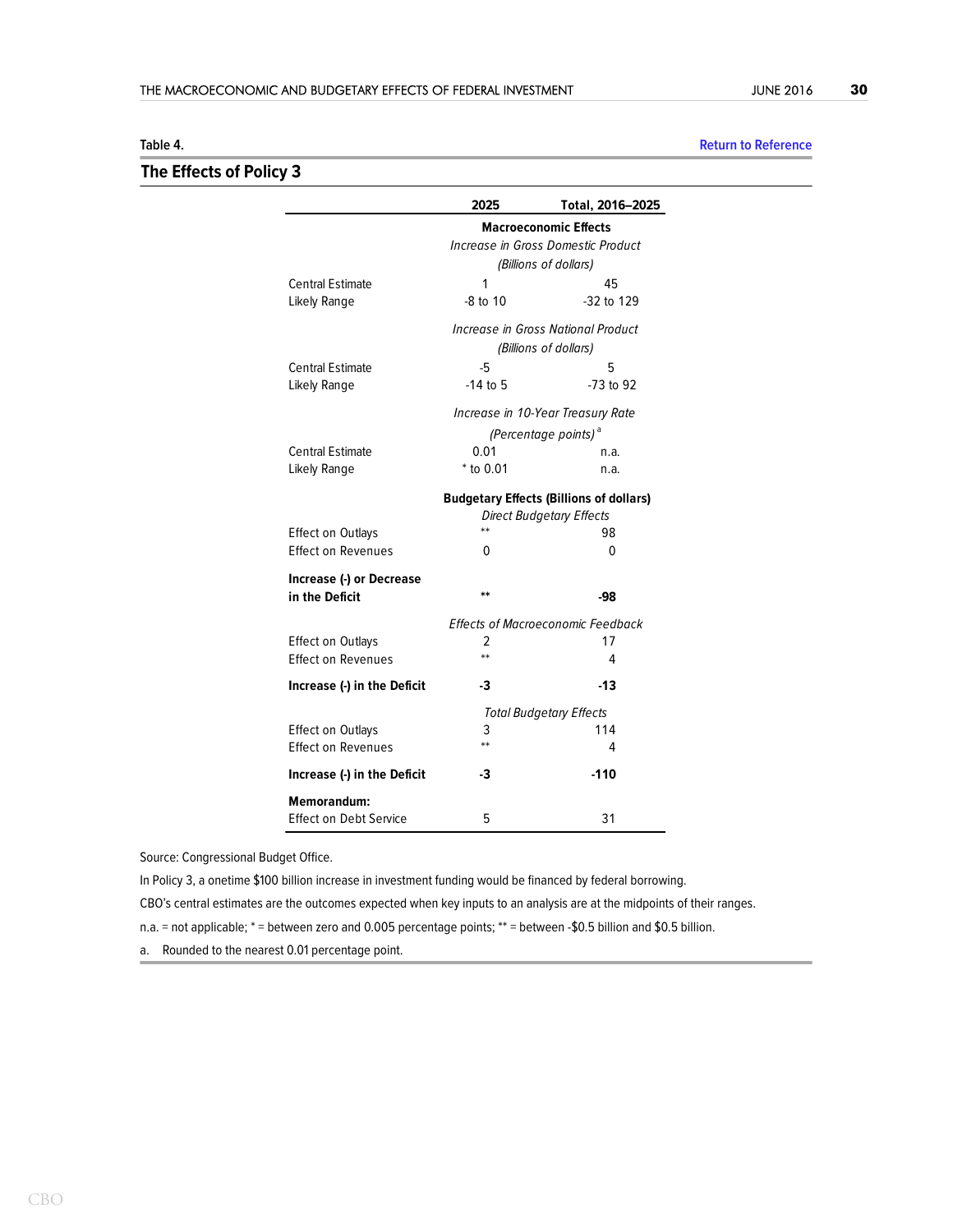Table 4.

Return to Reference

## The Effects of Policy 3

| | 2025 | Total, 2016–2025 |
|---|---|---|
| | **Macroeconomic Effects** | |
| | *Increase in Gross Domestic Product (Billions of dollars)* | |
| Central Estimate | 1 | 45 |
| Likely Range | -8 to 10 | -32 to 129 |
| | *Increase in Gross National Product (Billions of dollars)* | |
| Central Estimate | -5 | 5 |
| Likely Range | -14 to 5 | -73 to 92 |
| | *Increase in 10-Year Treasury Rate (Percentage points)* [a] | |
| Central Estimate | 0.01 | n.a. |
| Likely Range | * to 0.01 | n.a. |
| | **Budgetary Effects (Billions of dollars)** | |
| | *Direct Budgetary Effects* | |
| Effect on Outlays | ** | 98 |
| Effect on Revenues | 0 | 0 |
| **Increase (-) or Decrease in the Deficit** | ** | **-98** |
| | *Effects of Macroeconomic Feedback* | |
| Effect on Outlays | 2 | 17 |
| Effect on Revenues | ** | 4 |
| **Increase (-) in the Deficit** | **-3** | **-13** |
| | *Total Budgetary Effects* | |
| Effect on Outlays | 3 | 114 |
| Effect on Revenues | ** | 4 |
| **Increase (-) in the Deficit** | **-3** | **-110** |
| **Memorandum:** | | |
| Effect on Debt Service | 5 | 31 |

Source: Congressional Budget Office.

In Policy 3, a onetime $100 billion increase in investment funding would be financed by federal borrowing.

CBO's central estimates are the outcomes expected when key inputs to an analysis are at the midpoints of their ranges.

n.a. = not applicable; * = between zero and 0.005 percentage points; ** = between -$0.5 billion and $0.5 billion.

a. Rounded to the nearest 0.01 percentage point.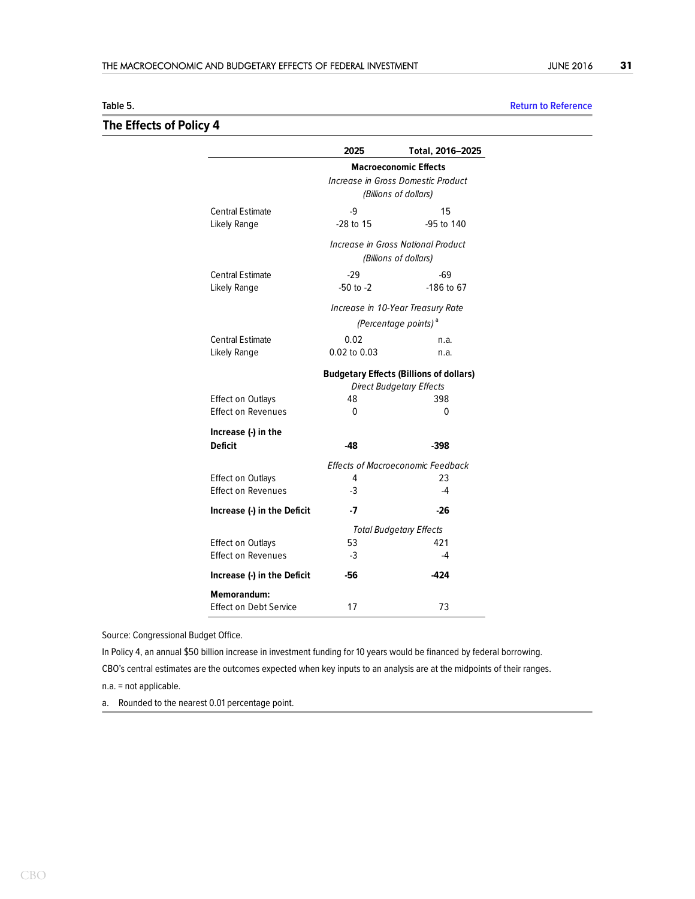Table 5.

Return to Reference

## The Effects of Policy 4

| | 2025 | Total, 2016–2025 |
|---|---|---|
| | **Macroeconomic Effects** | |
| | *Increase in Gross Domestic Product (Billions of dollars)* | |
| Central Estimate | -9 | 15 |
| Likely Range | -28 to 15 | -95 to 140 |
| | *Increase in Gross National Product (Billions of dollars)* | |
| Central Estimate | -29 | -69 |
| Likely Range | -50 to -2 | -186 to 67 |
| | *Increase in 10-Year Treasury Rate (Percentage points)* [a] | |
| Central Estimate | 0.02 | n.a. |
| Likely Range | 0.02 to 0.03 | n.a. |
| | **Budgetary Effects (Billions of dollars)** | |
| | *Direct Budgetary Effects* | |
| Effect on Outlays | 48 | 398 |
| Effect on Revenues | 0 | 0 |
| **Increase (-) in the Deficit** | **-48** | **-398** |
| | *Effects of Macroeconomic Feedback* | |
| Effect on Outlays | 4 | 23 |
| Effect on Revenues | -3 | -4 |
| **Increase (-) in the Deficit** | **-7** | **-26** |
| | *Total Budgetary Effects* | |
| Effect on Outlays | 53 | 421 |
| Effect on Revenues | -3 | -4 |
| **Increase (-) in the Deficit** | **-56** | **-424** |
| **Memorandum:** | | |
| Effect on Debt Service | 17 | 73 |

Source: Congressional Budget Office.

In Policy 4, an annual $50 billion increase in investment funding for 10 years would be financed by federal borrowing.

CBO's central estimates are the outcomes expected when key inputs to an analysis are at the midpoints of their ranges.

n.a. = not applicable.

a. Rounded to the nearest 0.01 percentage point.